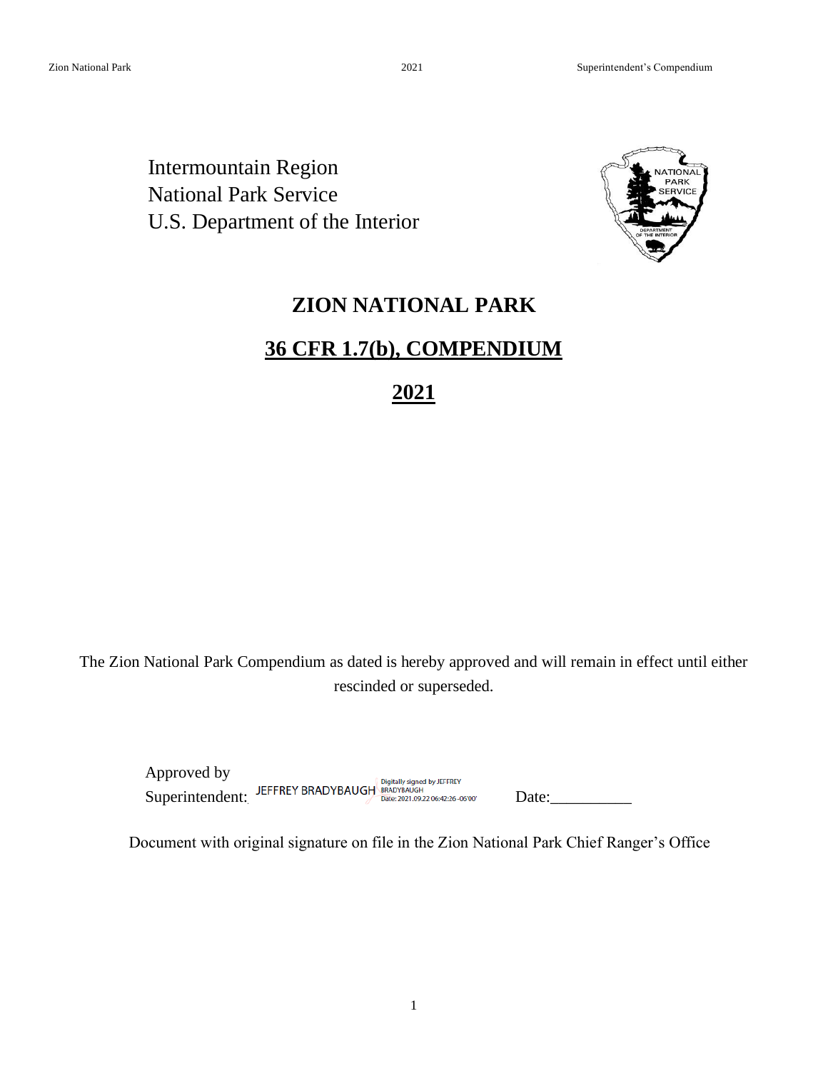Intermountain Region
National Park Service
U.S. Department of the Interior

# ZION NATIONAL PARK

## 36 CFR 1.7(b), COMPENDIUM

## 2021

The Zion National Park Compendium as dated is hereby approved and will remain in effect until either rescinded or superseded.

Approved by Superintendent: JEFFREY BRADYBAUGH Digitally signed by JEFFREY BRADYBAUGH Date: 2021.09.22 06:42:26 -06'00' Date:__________

Document with original signature on file in the Zion National Park Chief Ranger's Office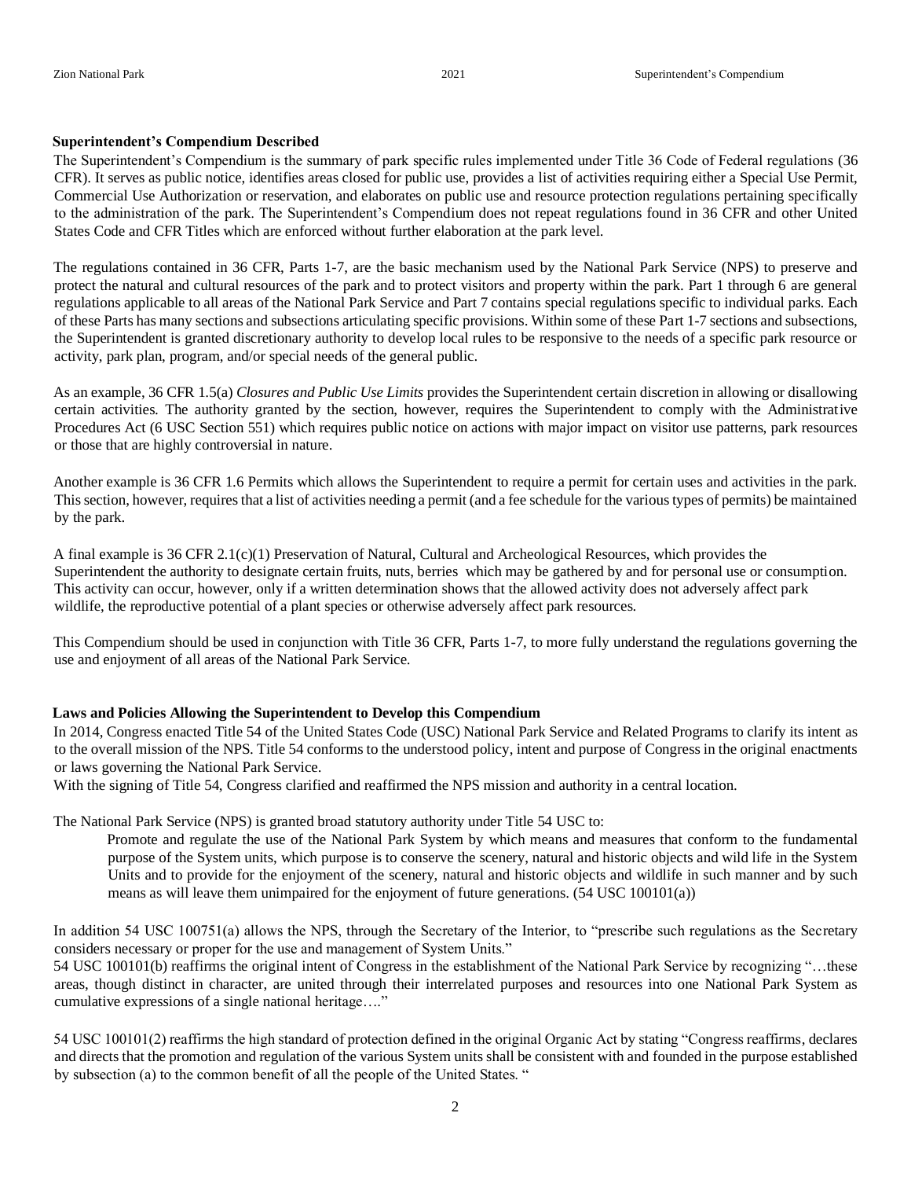## Superintendent's Compendium Described

The Superintendent's Compendium is the summary of park specific rules implemented under Title 36 Code of Federal regulations (36 CFR). It serves as public notice, identifies areas closed for public use, provides a list of activities requiring either a Special Use Permit, Commercial Use Authorization or reservation, and elaborates on public use and resource protection regulations pertaining specifically to the administration of the park. The Superintendent's Compendium does not repeat regulations found in 36 CFR and other United States Code and CFR Titles which are enforced without further elaboration at the park level.

The regulations contained in 36 CFR, Parts 1-7, are the basic mechanism used by the National Park Service (NPS) to preserve and protect the natural and cultural resources of the park and to protect visitors and property within the park. Part 1 through 6 are general regulations applicable to all areas of the National Park Service and Part 7 contains special regulations specific to individual parks. Each of these Parts has many sections and subsections articulating specific provisions. Within some of these Part 1-7 sections and subsections, the Superintendent is granted discretionary authority to develop local rules to be responsive to the needs of a specific park resource or activity, park plan, program, and/or special needs of the general public.

As an example, 36 CFR 1.5(a) *Closures and Public Use Limits* provides the Superintendent certain discretion in allowing or disallowing certain activities. The authority granted by the section, however, requires the Superintendent to comply with the Administrative Procedures Act (6 USC Section 551) which requires public notice on actions with major impact on visitor use patterns, park resources or those that are highly controversial in nature.

Another example is 36 CFR 1.6 Permits which allows the Superintendent to require a permit for certain uses and activities in the park. This section, however, requires that a list of activities needing a permit (and a fee schedule for the various types of permits) be maintained by the park.

A final example is 36 CFR 2.1(c)(1) Preservation of Natural, Cultural and Archeological Resources, which provides the Superintendent the authority to designate certain fruits, nuts, berries which may be gathered by and for personal use or consumption. This activity can occur, however, only if a written determination shows that the allowed activity does not adversely affect park wildlife, the reproductive potential of a plant species or otherwise adversely affect park resources.

This Compendium should be used in conjunction with Title 36 CFR, Parts 1-7, to more fully understand the regulations governing the use and enjoyment of all areas of the National Park Service.

## Laws and Policies Allowing the Superintendent to Develop this Compendium

In 2014, Congress enacted Title 54 of the United States Code (USC) National Park Service and Related Programs to clarify its intent as to the overall mission of the NPS. Title 54 conforms to the understood policy, intent and purpose of Congress in the original enactments or laws governing the National Park Service.

With the signing of Title 54, Congress clarified and reaffirmed the NPS mission and authority in a central location.

The National Park Service (NPS) is granted broad statutory authority under Title 54 USC to:

> Promote and regulate the use of the National Park System by which means and measures that conform to the fundamental purpose of the System units, which purpose is to conserve the scenery, natural and historic objects and wild life in the System Units and to provide for the enjoyment of the scenery, natural and historic objects and wildlife in such manner and by such means as will leave them unimpaired for the enjoyment of future generations. (54 USC 100101(a))

In addition 54 USC 100751(a) allows the NPS, through the Secretary of the Interior, to "prescribe such regulations as the Secretary considers necessary or proper for the use and management of System Units."

54 USC 100101(b) reaffirms the original intent of Congress in the establishment of the National Park Service by recognizing "…these areas, though distinct in character, are united through their interrelated purposes and resources into one National Park System as cumulative expressions of a single national heritage…."

54 USC 100101(2) reaffirms the high standard of protection defined in the original Organic Act by stating "Congress reaffirms, declares and directs that the promotion and regulation of the various System units shall be consistent with and founded in the purpose established by subsection (a) to the common benefit of all the people of the United States. "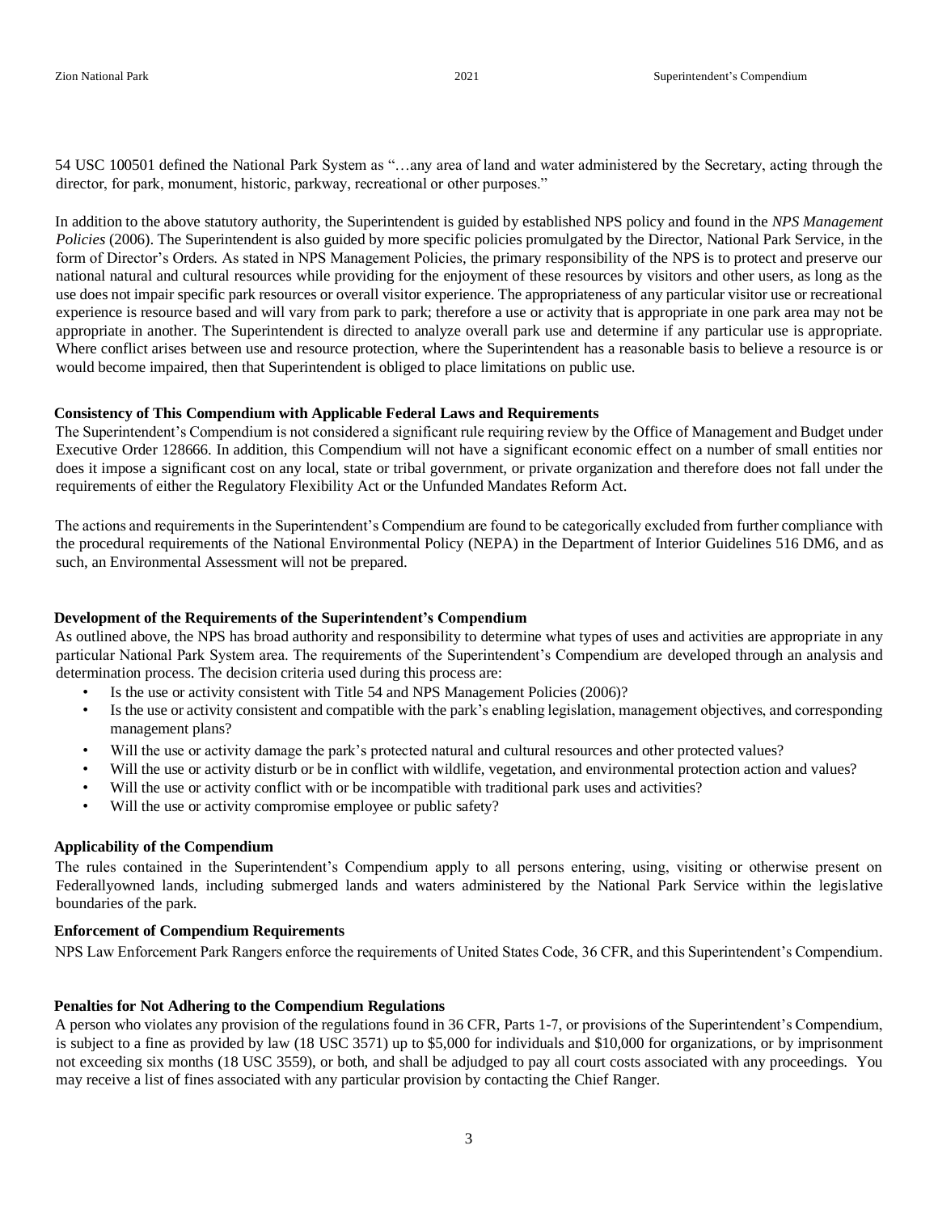54 USC 100501 defined the National Park System as "…any area of land and water administered by the Secretary, acting through the director, for park, monument, historic, parkway, recreational or other purposes."

In addition to the above statutory authority, the Superintendent is guided by established NPS policy and found in the *NPS Management Policies* (2006). The Superintendent is also guided by more specific policies promulgated by the Director, National Park Service, in the form of Director's Orders. As stated in NPS Management Policies, the primary responsibility of the NPS is to protect and preserve our national natural and cultural resources while providing for the enjoyment of these resources by visitors and other users, as long as the use does not impair specific park resources or overall visitor experience. The appropriateness of any particular visitor use or recreational experience is resource based and will vary from park to park; therefore a use or activity that is appropriate in one park area may not be appropriate in another. The Superintendent is directed to analyze overall park use and determine if any particular use is appropriate. Where conflict arises between use and resource protection, where the Superintendent has a reasonable basis to believe a resource is or would become impaired, then that Superintendent is obliged to place limitations on public use.

### Consistency of This Compendium with Applicable Federal Laws and Requirements

The Superintendent's Compendium is not considered a significant rule requiring review by the Office of Management and Budget under Executive Order 128666. In addition, this Compendium will not have a significant economic effect on a number of small entities nor does it impose a significant cost on any local, state or tribal government, or private organization and therefore does not fall under the requirements of either the Regulatory Flexibility Act or the Unfunded Mandates Reform Act.

The actions and requirements in the Superintendent's Compendium are found to be categorically excluded from further compliance with the procedural requirements of the National Environmental Policy (NEPA) in the Department of Interior Guidelines 516 DM6, and as such, an Environmental Assessment will not be prepared.

### Development of the Requirements of the Superintendent's Compendium

As outlined above, the NPS has broad authority and responsibility to determine what types of uses and activities are appropriate in any particular National Park System area. The requirements of the Superintendent's Compendium are developed through an analysis and determination process. The decision criteria used during this process are:

- Is the use or activity consistent with Title 54 and NPS Management Policies (2006)?
- Is the use or activity consistent and compatible with the park's enabling legislation, management objectives, and corresponding management plans?
- Will the use or activity damage the park's protected natural and cultural resources and other protected values?
- Will the use or activity disturb or be in conflict with wildlife, vegetation, and environmental protection action and values?
- Will the use or activity conflict with or be incompatible with traditional park uses and activities?
- Will the use or activity compromise employee or public safety?

### Applicability of the Compendium

The rules contained in the Superintendent's Compendium apply to all persons entering, using, visiting or otherwise present on Federallyowned lands, including submerged lands and waters administered by the National Park Service within the legislative boundaries of the park.

### Enforcement of Compendium Requirements

NPS Law Enforcement Park Rangers enforce the requirements of United States Code, 36 CFR, and this Superintendent's Compendium.

### Penalties for Not Adhering to the Compendium Regulations

A person who violates any provision of the regulations found in 36 CFR, Parts 1-7, or provisions of the Superintendent's Compendium, is subject to a fine as provided by law (18 USC 3571) up to $5,000 for individuals and $10,000 for organizations, or by imprisonment not exceeding six months (18 USC 3559), or both, and shall be adjudged to pay all court costs associated with any proceedings. You may receive a list of fines associated with any particular provision by contacting the Chief Ranger.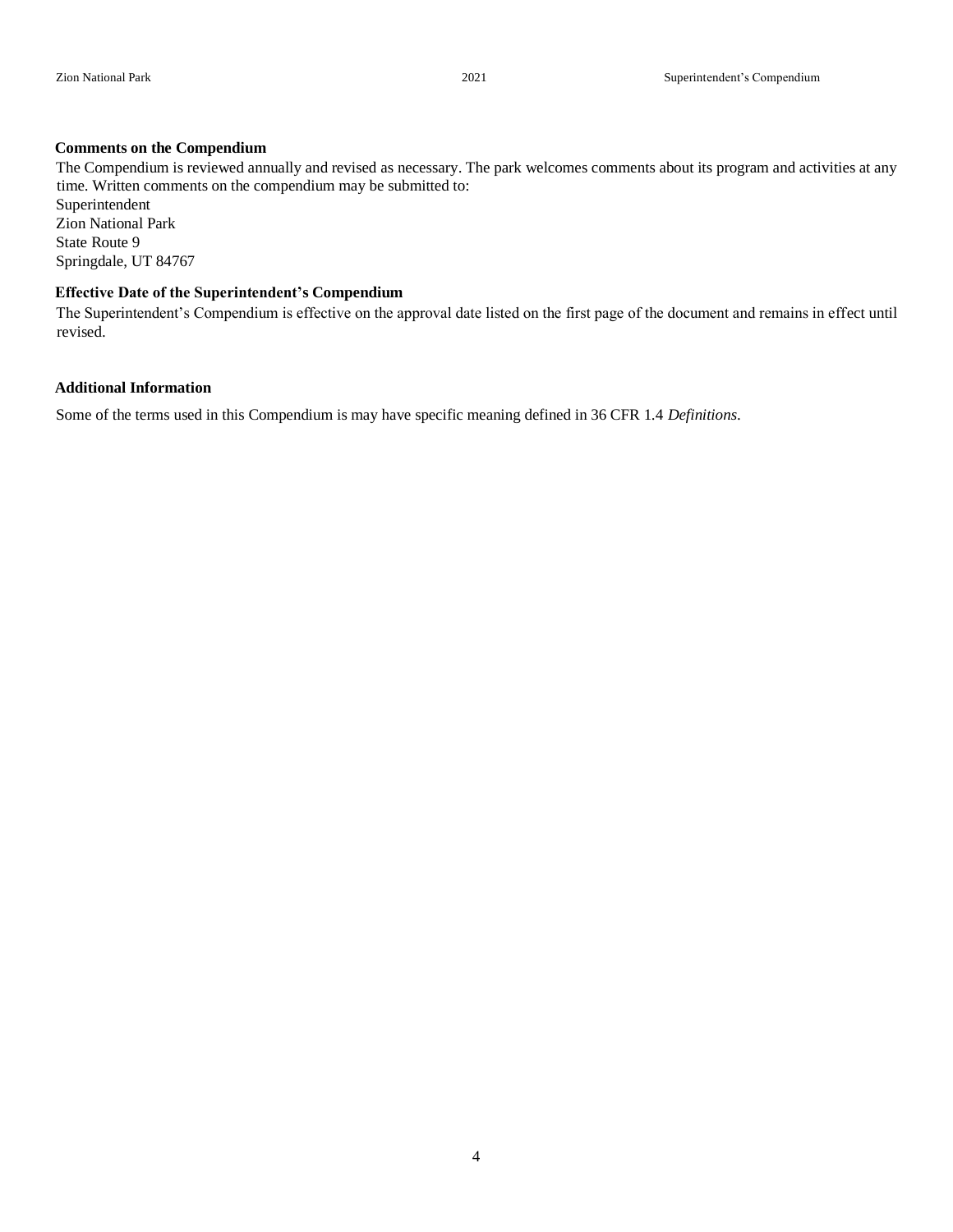### Comments on the Compendium

The Compendium is reviewed annually and revised as necessary. The park welcomes comments about its program and activities at any time. Written comments on the compendium may be submitted to:

Superintendent
Zion National Park
State Route 9
Springdale, UT 84767

### Effective Date of the Superintendent's Compendium

The Superintendent's Compendium is effective on the approval date listed on the first page of the document and remains in effect until revised.

### Additional Information

Some of the terms used in this Compendium is may have specific meaning defined in 36 CFR 1.4 *Definitions*.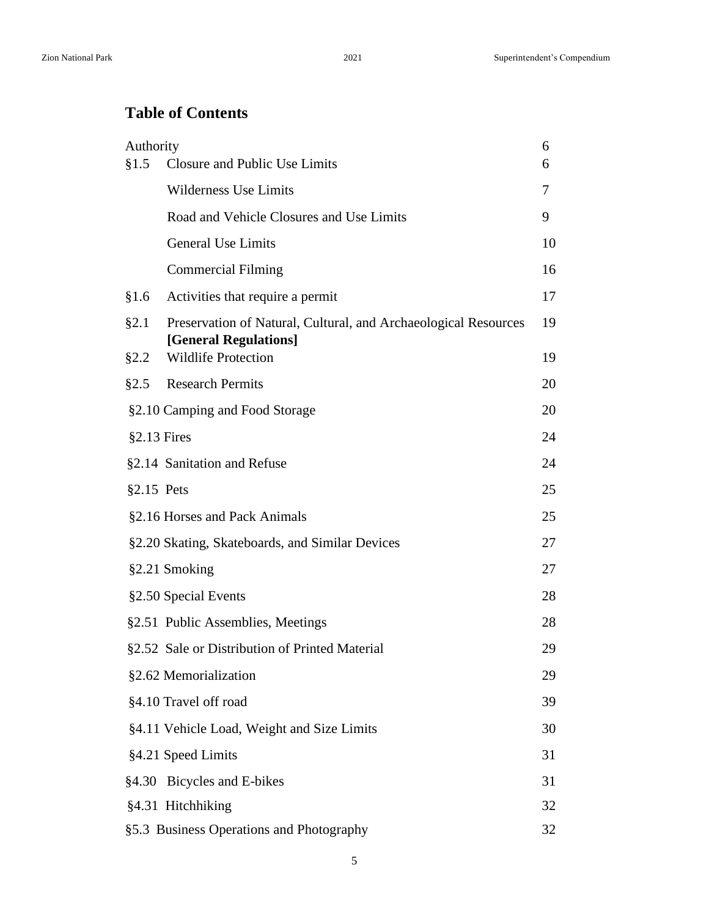# Table of Contents

| | | |
|---|---|---|
| Authority | | 6 |
| §1.5 | Closure and Public Use Limits | 6 |
| | Wilderness Use Limits | 7 |
| | Road and Vehicle Closures and Use Limits | 9 |
| | General Use Limits | 10 |
| | Commercial Filming | 16 |
| §1.6 | Activities that require a permit | 17 |
| §2.1 | Preservation of Natural, Cultural, and Archaeological Resources **[General Regulations]** | 19 |
| §2.2 | Wildlife Protection | 19 |
| §2.5 | Research Permits | 20 |
| §2.10 Camping and Food Storage | | 20 |
| §2.13 Fires | | 24 |
| §2.14 Sanitation and Refuse | | 24 |
| §2.15 Pets | | 25 |
| §2.16 Horses and Pack Animals | | 25 |
| §2.20 Skating, Skateboards, and Similar Devices | | 27 |
| §2.21 Smoking | | 27 |
| §2.50 Special Events | | 28 |
| §2.51 Public Assemblies, Meetings | | 28 |
| §2.52 Sale or Distribution of Printed Material | | 29 |
| §2.62 Memorialization | | 29 |
| §4.10 Travel off road | | 39 |
| §4.11 Vehicle Load, Weight and Size Limits | | 30 |
| §4.21 Speed Limits | | 31 |
| §4.30 Bicycles and E-bikes | | 31 |
| §4.31 Hitchhiking | | 32 |
| §5.3 Business Operations and Photography | | 32 |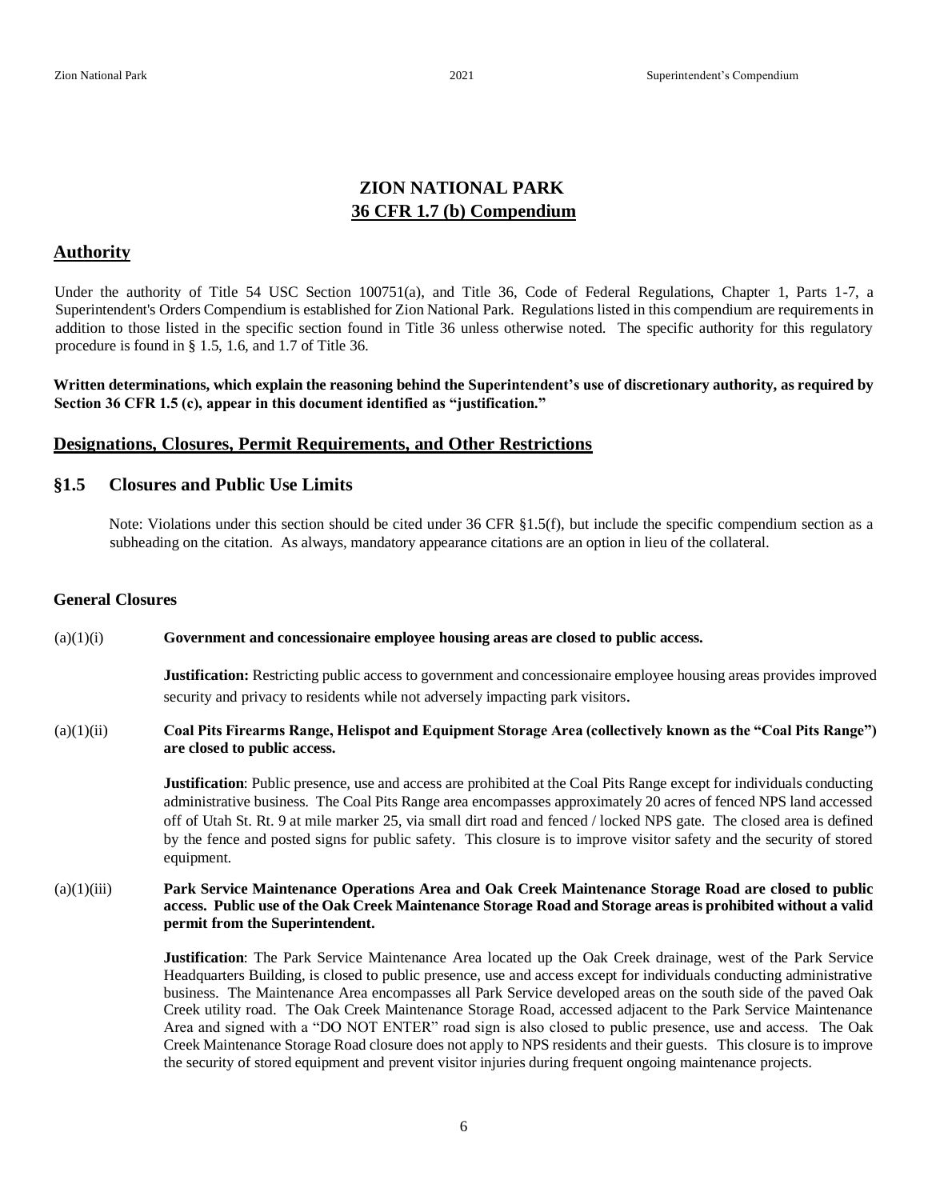# ZION NATIONAL PARK
## 36 CFR 1.7 (b) Compendium

## Authority

Under the authority of Title 54 USC Section 100751(a), and Title 36, Code of Federal Regulations, Chapter 1, Parts 1-7, a Superintendent's Orders Compendium is established for Zion National Park. Regulations listed in this compendium are requirements in addition to those listed in the specific section found in Title 36 unless otherwise noted. The specific authority for this regulatory procedure is found in § 1.5, 1.6, and 1.7 of Title 36.

**Written determinations, which explain the reasoning behind the Superintendent's use of discretionary authority, as required by Section 36 CFR 1.5 (c), appear in this document identified as "justification."**

## Designations, Closures, Permit Requirements, and Other Restrictions

## §1.5 Closures and Public Use Limits

Note: Violations under this section should be cited under 36 CFR §1.5(f), but include the specific compendium section as a subheading on the citation. As always, mandatory appearance citations are an option in lieu of the collateral.

### General Closures

(a)(1)(i) **Government and concessionaire employee housing areas are closed to public access.**

**Justification:** Restricting public access to government and concessionaire employee housing areas provides improved security and privacy to residents while not adversely impacting park visitors.

(a)(1)(ii) **Coal Pits Firearms Range, Helispot and Equipment Storage Area (collectively known as the "Coal Pits Range") are closed to public access.**

**Justification**: Public presence, use and access are prohibited at the Coal Pits Range except for individuals conducting administrative business. The Coal Pits Range area encompasses approximately 20 acres of fenced NPS land accessed off of Utah St. Rt. 9 at mile marker 25, via small dirt road and fenced / locked NPS gate. The closed area is defined by the fence and posted signs for public safety. This closure is to improve visitor safety and the security of stored equipment.

(a)(1)(iii) **Park Service Maintenance Operations Area and Oak Creek Maintenance Storage Road are closed to public access. Public use of the Oak Creek Maintenance Storage Road and Storage areas is prohibited without a valid permit from the Superintendent.**

**Justification**: The Park Service Maintenance Area located up the Oak Creek drainage, west of the Park Service Headquarters Building, is closed to public presence, use and access except for individuals conducting administrative business. The Maintenance Area encompasses all Park Service developed areas on the south side of the paved Oak Creek utility road. The Oak Creek Maintenance Storage Road, accessed adjacent to the Park Service Maintenance Area and signed with a "DO NOT ENTER" road sign is also closed to public presence, use and access. The Oak Creek Maintenance Storage Road closure does not apply to NPS residents and their guests. This closure is to improve the security of stored equipment and prevent visitor injuries during frequent ongoing maintenance projects.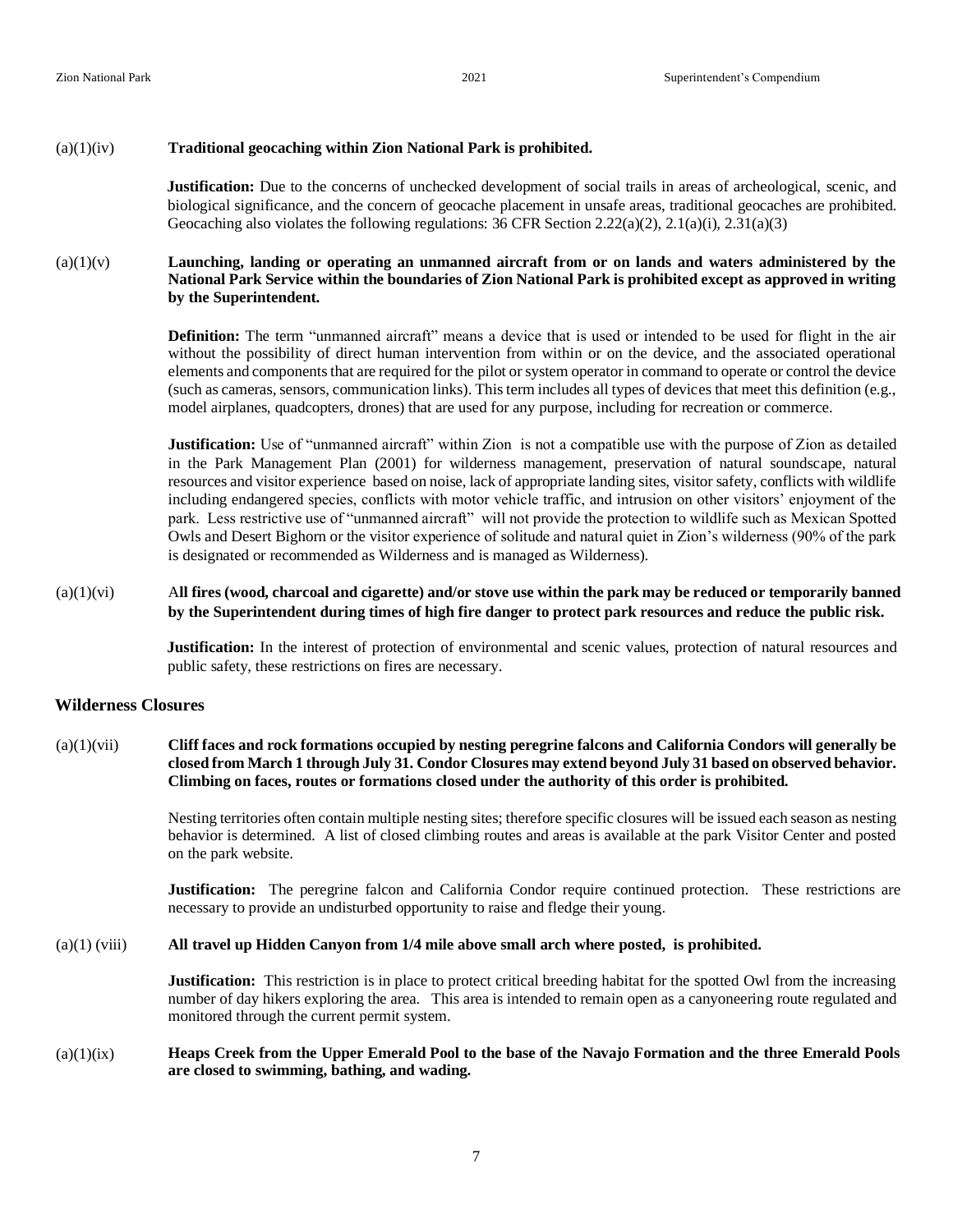(a)(1)(iv) **Traditional geocaching within Zion National Park is prohibited.**

**Justification:** Due to the concerns of unchecked development of social trails in areas of archeological, scenic, and biological significance, and the concern of geocache placement in unsafe areas, traditional geocaches are prohibited. Geocaching also violates the following regulations: 36 CFR Section 2.22(a)(2), 2.1(a)(i), 2.31(a)(3)

(a)(1)(v) **Launching, landing or operating an unmanned aircraft from or on lands and waters administered by the National Park Service within the boundaries of Zion National Park is prohibited except as approved in writing by the Superintendent.**

**Definition:** The term "unmanned aircraft" means a device that is used or intended to be used for flight in the air without the possibility of direct human intervention from within or on the device, and the associated operational elements and components that are required for the pilot or system operator in command to operate or control the device (such as cameras, sensors, communication links). This term includes all types of devices that meet this definition (e.g., model airplanes, quadcopters, drones) that are used for any purpose, including for recreation or commerce.

**Justification:** Use of "unmanned aircraft" within Zion is not a compatible use with the purpose of Zion as detailed in the Park Management Plan (2001) for wilderness management, preservation of natural soundscape, natural resources and visitor experience based on noise, lack of appropriate landing sites, visitor safety, conflicts with wildlife including endangered species, conflicts with motor vehicle traffic, and intrusion on other visitors' enjoyment of the park. Less restrictive use of "unmanned aircraft" will not provide the protection to wildlife such as Mexican Spotted Owls and Desert Bighorn or the visitor experience of solitude and natural quiet in Zion's wilderness (90% of the park is designated or recommended as Wilderness and is managed as Wilderness).

(a)(1)(vi) **All fires (wood, charcoal and cigarette) and/or stove use within the park may be reduced or temporarily banned by the Superintendent during times of high fire danger to protect park resources and reduce the public risk.**

**Justification:** In the interest of protection of environmental and scenic values, protection of natural resources and public safety, these restrictions on fires are necessary.

## Wilderness Closures

(a)(1)(vii) **Cliff faces and rock formations occupied by nesting peregrine falcons and California Condors will generally be closed from March 1 through July 31. Condor Closures may extend beyond July 31 based on observed behavior. Climbing on faces, routes or formations closed under the authority of this order is prohibited.**

Nesting territories often contain multiple nesting sites; therefore specific closures will be issued each season as nesting behavior is determined. A list of closed climbing routes and areas is available at the park Visitor Center and posted on the park website.

**Justification:** The peregrine falcon and California Condor require continued protection. These restrictions are necessary to provide an undisturbed opportunity to raise and fledge their young.

(a)(1) (viii) **All travel up Hidden Canyon from 1/4 mile above small arch where posted, is prohibited.**

**Justification:** This restriction is in place to protect critical breeding habitat for the spotted Owl from the increasing number of day hikers exploring the area. This area is intended to remain open as a canyoneering route regulated and monitored through the current permit system.

(a)(1)(ix) **Heaps Creek from the Upper Emerald Pool to the base of the Navajo Formation and the three Emerald Pools are closed to swimming, bathing, and wading.**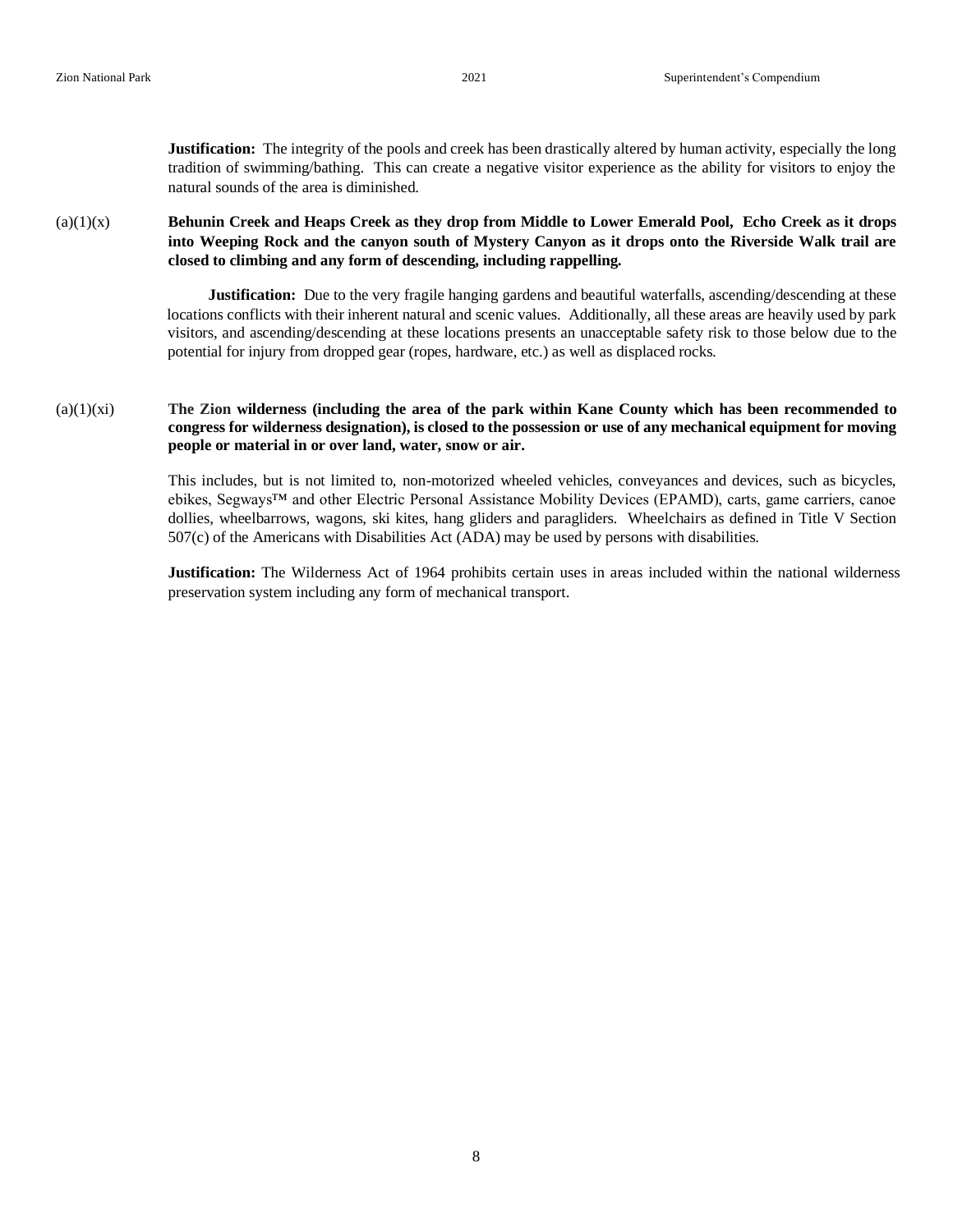**Justification:** The integrity of the pools and creek has been drastically altered by human activity, especially the long tradition of swimming/bathing. This can create a negative visitor experience as the ability for visitors to enjoy the natural sounds of the area is diminished.

(a)(1)(x) **Behunin Creek and Heaps Creek as they drop from Middle to Lower Emerald Pool, Echo Creek as it drops into Weeping Rock and the canyon south of Mystery Canyon as it drops onto the Riverside Walk trail are closed to climbing and any form of descending, including rappelling.**

**Justification:** Due to the very fragile hanging gardens and beautiful waterfalls, ascending/descending at these locations conflicts with their inherent natural and scenic values. Additionally, all these areas are heavily used by park visitors, and ascending/descending at these locations presents an unacceptable safety risk to those below due to the potential for injury from dropped gear (ropes, hardware, etc.) as well as displaced rocks.

(a)(1)(xi) **The Zion wilderness (including the area of the park within Kane County which has been recommended to congress for wilderness designation), is closed to the possession or use of any mechanical equipment for moving people or material in or over land, water, snow or air.**

This includes, but is not limited to, non-motorized wheeled vehicles, conveyances and devices, such as bicycles, ebikes, Segways™ and other Electric Personal Assistance Mobility Devices (EPAMD), carts, game carriers, canoe dollies, wheelbarrows, wagons, ski kites, hang gliders and paragliders. Wheelchairs as defined in Title V Section 507(c) of the Americans with Disabilities Act (ADA) may be used by persons with disabilities.

**Justification:** The Wilderness Act of 1964 prohibits certain uses in areas included within the national wilderness preservation system including any form of mechanical transport.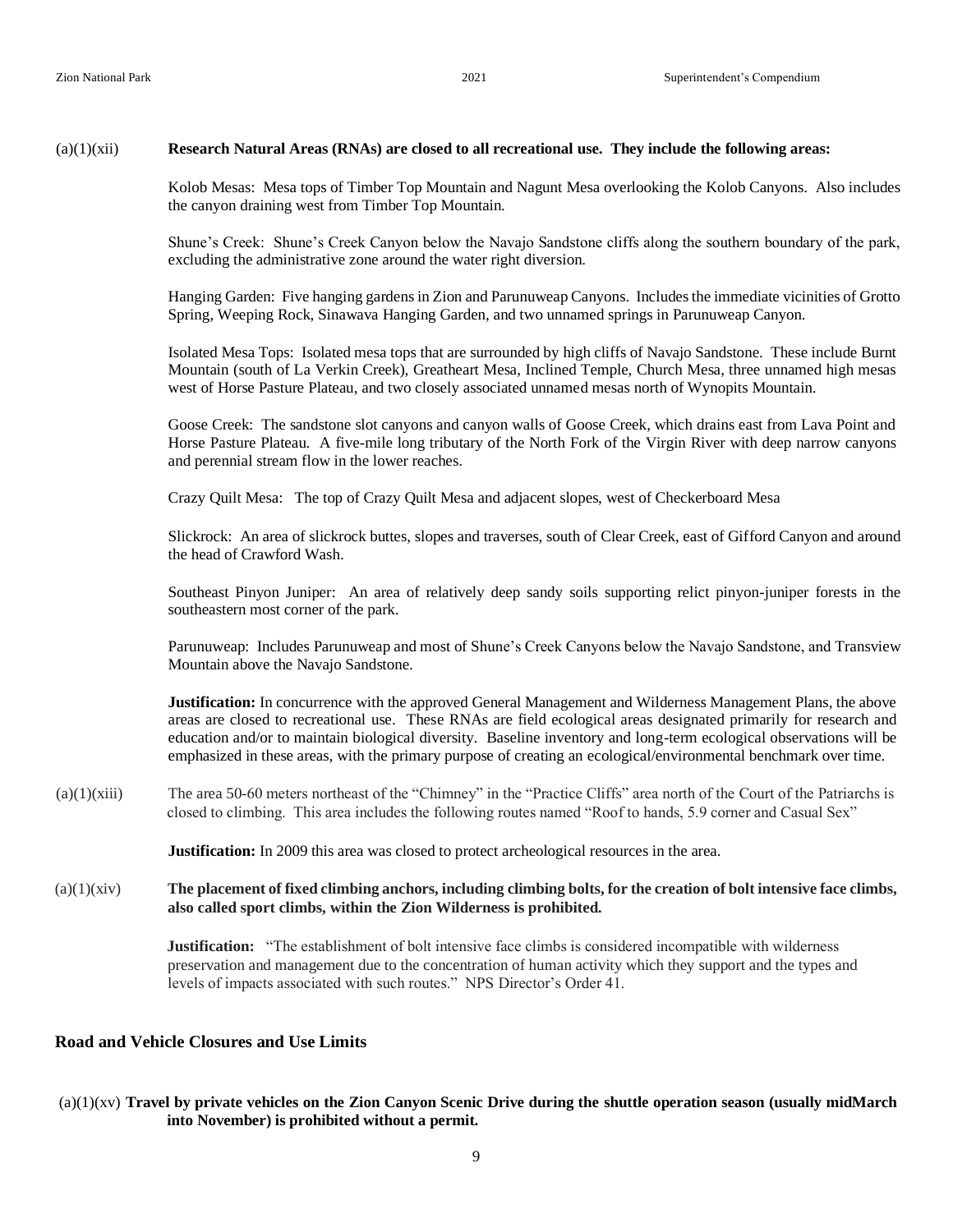(a)(1)(xii) **Research Natural Areas (RNAs) are closed to all recreational use. They include the following areas:**

Kolob Mesas: Mesa tops of Timber Top Mountain and Nagunt Mesa overlooking the Kolob Canyons. Also includes the canyon draining west from Timber Top Mountain.

Shune's Creek: Shune's Creek Canyon below the Navajo Sandstone cliffs along the southern boundary of the park, excluding the administrative zone around the water right diversion.

Hanging Garden: Five hanging gardens in Zion and Parunuweap Canyons. Includes the immediate vicinities of Grotto Spring, Weeping Rock, Sinawava Hanging Garden, and two unnamed springs in Parunuweap Canyon.

Isolated Mesa Tops: Isolated mesa tops that are surrounded by high cliffs of Navajo Sandstone. These include Burnt Mountain (south of La Verkin Creek), Greatheart Mesa, Inclined Temple, Church Mesa, three unnamed high mesas west of Horse Pasture Plateau, and two closely associated unnamed mesas north of Wynopits Mountain.

Goose Creek: The sandstone slot canyons and canyon walls of Goose Creek, which drains east from Lava Point and Horse Pasture Plateau. A five-mile long tributary of the North Fork of the Virgin River with deep narrow canyons and perennial stream flow in the lower reaches.

Crazy Quilt Mesa: The top of Crazy Quilt Mesa and adjacent slopes, west of Checkerboard Mesa

Slickrock: An area of slickrock buttes, slopes and traverses, south of Clear Creek, east of Gifford Canyon and around the head of Crawford Wash.

Southeast Pinyon Juniper: An area of relatively deep sandy soils supporting relict pinyon-juniper forests in the southeastern most corner of the park.

Parunuweap: Includes Parunuweap and most of Shune's Creek Canyons below the Navajo Sandstone, and Transview Mountain above the Navajo Sandstone.

**Justification:** In concurrence with the approved General Management and Wilderness Management Plans, the above areas are closed to recreational use. These RNAs are field ecological areas designated primarily for research and education and/or to maintain biological diversity. Baseline inventory and long-term ecological observations will be emphasized in these areas, with the primary purpose of creating an ecological/environmental benchmark over time.

(a)(1)(xiii) The area 50-60 meters northeast of the "Chimney" in the "Practice Cliffs" area north of the Court of the Patriarchs is closed to climbing. This area includes the following routes named "Roof to hands, 5.9 corner and Casual Sex"

**Justification:** In 2009 this area was closed to protect archeological resources in the area.

(a)(1)(xiv) **The placement of fixed climbing anchors, including climbing bolts, for the creation of bolt intensive face climbs, also called sport climbs, within the Zion Wilderness is prohibited.**

**Justification:** "The establishment of bolt intensive face climbs is considered incompatible with wilderness preservation and management due to the concentration of human activity which they support and the types and levels of impacts associated with such routes." NPS Director's Order 41.

## Road and Vehicle Closures and Use Limits

(a)(1)(xv) **Travel by private vehicles on the Zion Canyon Scenic Drive during the shuttle operation season (usually midMarch into November) is prohibited without a permit.**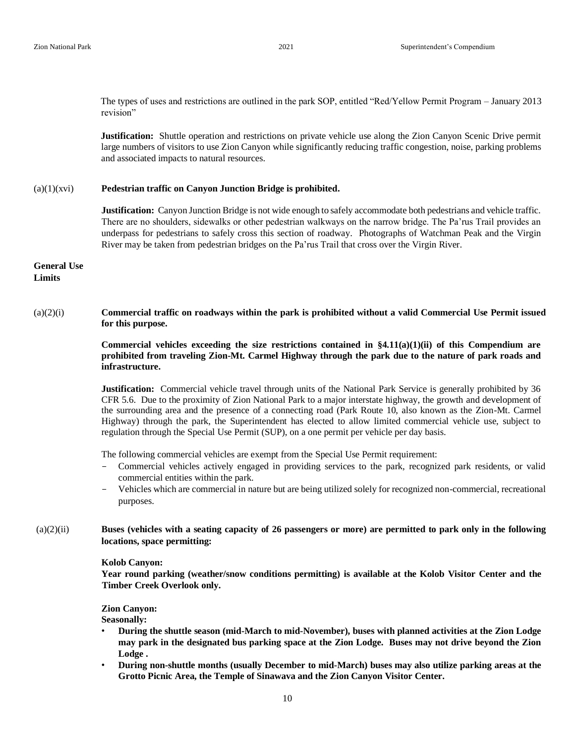The types of uses and restrictions are outlined in the park SOP, entitled "Red/Yellow Permit Program – January 2013 revision"

**Justification:** Shuttle operation and restrictions on private vehicle use along the Zion Canyon Scenic Drive permit large numbers of visitors to use Zion Canyon while significantly reducing traffic congestion, noise, parking problems and associated impacts to natural resources.

(a)(1)(xvi) **Pedestrian traffic on Canyon Junction Bridge is prohibited.**

**Justification:** Canyon Junction Bridge is not wide enough to safely accommodate both pedestrians and vehicle traffic. There are no shoulders, sidewalks or other pedestrian walkways on the narrow bridge. The Pa'rus Trail provides an underpass for pedestrians to safely cross this section of roadway. Photographs of Watchman Peak and the Virgin River may be taken from pedestrian bridges on the Pa'rus Trail that cross over the Virgin River.

**General Use Limits**

(a)(2)(i) **Commercial traffic on roadways within the park is prohibited without a valid Commercial Use Permit issued for this purpose.**

**Commercial vehicles exceeding the size restrictions contained in §4.11(a)(1)(ii) of this Compendium are prohibited from traveling Zion-Mt. Carmel Highway through the park due to the nature of park roads and infrastructure.**

**Justification:** Commercial vehicle travel through units of the National Park Service is generally prohibited by 36 CFR 5.6. Due to the proximity of Zion National Park to a major interstate highway, the growth and development of the surrounding area and the presence of a connecting road (Park Route 10, also known as the Zion-Mt. Carmel Highway) through the park, the Superintendent has elected to allow limited commercial vehicle use, subject to regulation through the Special Use Permit (SUP), on a one permit per vehicle per day basis.

The following commercial vehicles are exempt from the Special Use Permit requirement:

- Commercial vehicles actively engaged in providing services to the park, recognized park residents, or valid commercial entities within the park.
- Vehicles which are commercial in nature but are being utilized solely for recognized non-commercial, recreational purposes.

(a)(2)(ii) **Buses (vehicles with a seating capacity of 26 passengers or more) are permitted to park only in the following locations, space permitting:**

**Kolob Canyon:**
**Year round parking (weather/snow conditions permitting) is available at the Kolob Visitor Center and the Timber Creek Overlook only.**

**Zion Canyon:**
**Seasonally:**

- **During the shuttle season (mid-March to mid-November), buses with planned activities at the Zion Lodge may park in the designated bus parking space at the Zion Lodge. Buses may not drive beyond the Zion Lodge .**
- **During non-shuttle months (usually December to mid-March) buses may also utilize parking areas at the Grotto Picnic Area, the Temple of Sinawava and the Zion Canyon Visitor Center.**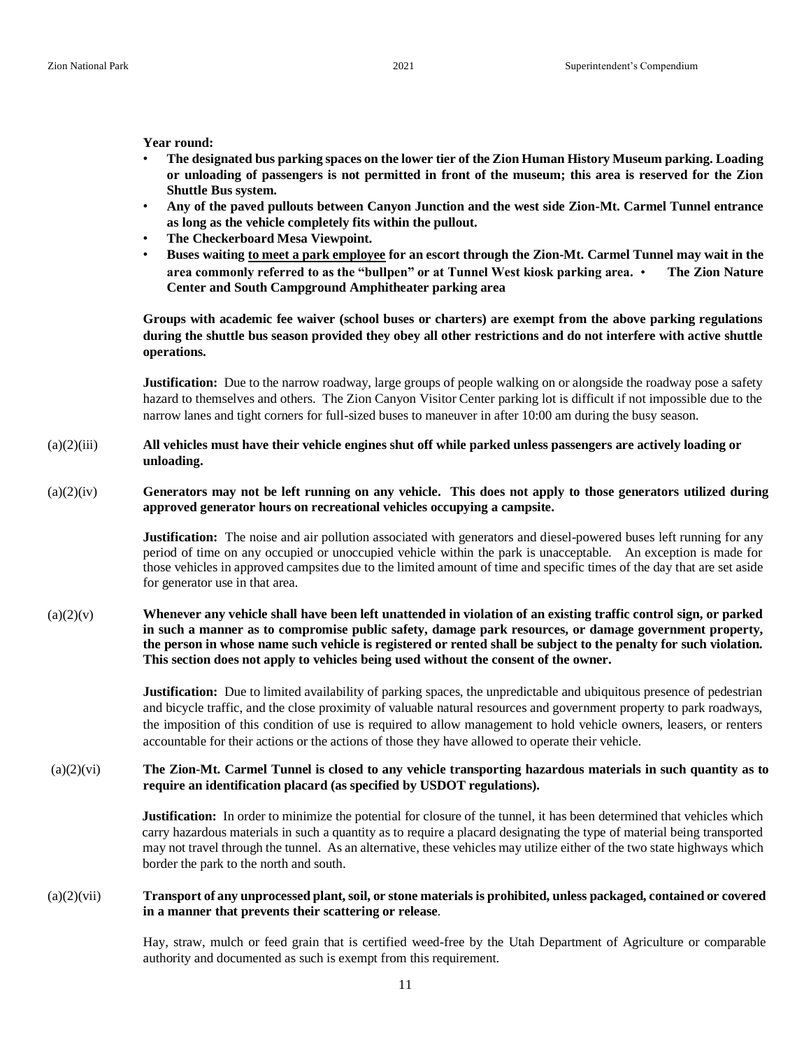**Year round:**

- **The designated bus parking spaces on the lower tier of the Zion Human History Museum parking. Loading or unloading of passengers is not permitted in front of the museum; this area is reserved for the Zion Shuttle Bus system.**
- **Any of the paved pullouts between Canyon Junction and the west side Zion-Mt. Carmel Tunnel entrance as long as the vehicle completely fits within the pullout.**
- **The Checkerboard Mesa Viewpoint.**
- **Buses waiting <u>to meet a park employee</u> for an escort through the Zion-Mt. Carmel Tunnel may wait in the area commonly referred to as the "bullpen" or at Tunnel West kiosk parking area.**
- **The Zion Nature Center and South Campground Amphitheater parking area**

**Groups with academic fee waiver (school buses or charters) are exempt from the above parking regulations during the shuttle bus season provided they obey all other restrictions and do not interfere with active shuttle operations.**

**Justification:** Due to the narrow roadway, large groups of people walking on or alongside the roadway pose a safety hazard to themselves and others. The Zion Canyon Visitor Center parking lot is difficult if not impossible due to the narrow lanes and tight corners for full-sized buses to maneuver in after 10:00 am during the busy season.

(a)(2)(iii) **All vehicles must have their vehicle engines shut off while parked unless passengers are actively loading or unloading.**

(a)(2)(iv) **Generators may not be left running on any vehicle. This does not apply to those generators utilized during approved generator hours on recreational vehicles occupying a campsite.**

**Justification:** The noise and air pollution associated with generators and diesel-powered buses left running for any period of time on any occupied or unoccupied vehicle within the park is unacceptable. An exception is made for those vehicles in approved campsites due to the limited amount of time and specific times of the day that are set aside for generator use in that area.

(a)(2)(v) **Whenever any vehicle shall have been left unattended in violation of an existing traffic control sign, or parked in such a manner as to compromise public safety, damage park resources, or damage government property, the person in whose name such vehicle is registered or rented shall be subject to the penalty for such violation. This section does not apply to vehicles being used without the consent of the owner.**

**Justification:** Due to limited availability of parking spaces, the unpredictable and ubiquitous presence of pedestrian and bicycle traffic, and the close proximity of valuable natural resources and government property to park roadways, the imposition of this condition of use is required to allow management to hold vehicle owners, leasers, or renters accountable for their actions or the actions of those they have allowed to operate their vehicle.

(a)(2)(vi) **The Zion-Mt. Carmel Tunnel is closed to any vehicle transporting hazardous materials in such quantity as to require an identification placard (as specified by USDOT regulations).**

**Justification:** In order to minimize the potential for closure of the tunnel, it has been determined that vehicles which carry hazardous materials in such a quantity as to require a placard designating the type of material being transported may not travel through the tunnel. As an alternative, these vehicles may utilize either of the two state highways which border the park to the north and south.

(a)(2)(vii) **Transport of any unprocessed plant, soil, or stone materials is prohibited, unless packaged, contained or covered in a manner that prevents their scattering or release**.

Hay, straw, mulch or feed grain that is certified weed-free by the Utah Department of Agriculture or comparable authority and documented as such is exempt from this requirement.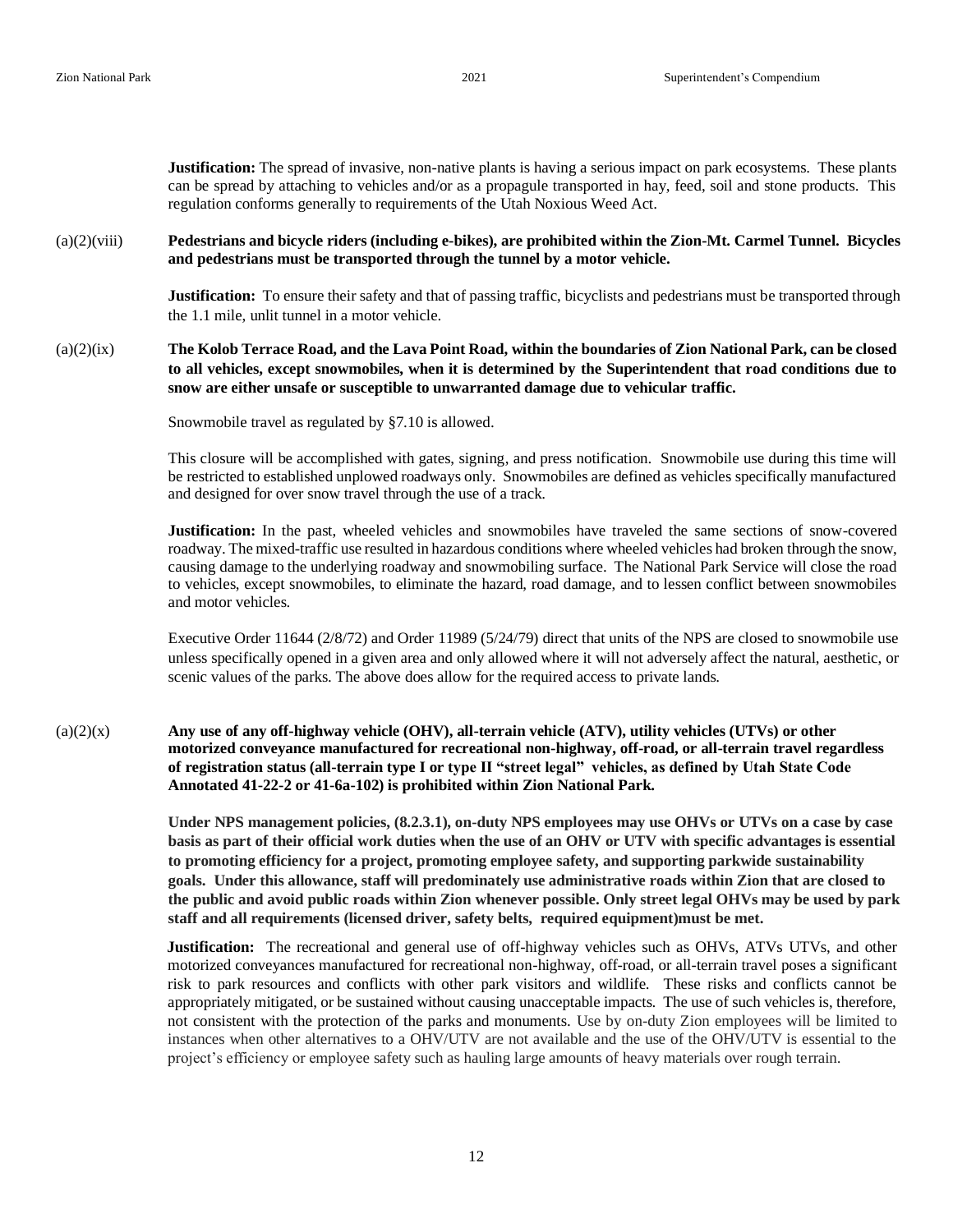**Justification:** The spread of invasive, non-native plants is having a serious impact on park ecosystems. These plants can be spread by attaching to vehicles and/or as a propagule transported in hay, feed, soil and stone products. This regulation conforms generally to requirements of the Utah Noxious Weed Act.

(a)(2)(viii) **Pedestrians and bicycle riders (including e-bikes), are prohibited within the Zion-Mt. Carmel Tunnel. Bicycles and pedestrians must be transported through the tunnel by a motor vehicle.**

**Justification:** To ensure their safety and that of passing traffic, bicyclists and pedestrians must be transported through the 1.1 mile, unlit tunnel in a motor vehicle.

(a)(2)(ix) **The Kolob Terrace Road, and the Lava Point Road, within the boundaries of Zion National Park, can be closed to all vehicles, except snowmobiles, when it is determined by the Superintendent that road conditions due to snow are either unsafe or susceptible to unwarranted damage due to vehicular traffic.**

Snowmobile travel as regulated by §7.10 is allowed.

This closure will be accomplished with gates, signing, and press notification. Snowmobile use during this time will be restricted to established unplowed roadways only. Snowmobiles are defined as vehicles specifically manufactured and designed for over snow travel through the use of a track.

**Justification:** In the past, wheeled vehicles and snowmobiles have traveled the same sections of snow-covered roadway. The mixed-traffic use resulted in hazardous conditions where wheeled vehicles had broken through the snow, causing damage to the underlying roadway and snowmobiling surface. The National Park Service will close the road to vehicles, except snowmobiles, to eliminate the hazard, road damage, and to lessen conflict between snowmobiles and motor vehicles.

Executive Order 11644 (2/8/72) and Order 11989 (5/24/79) direct that units of the NPS are closed to snowmobile use unless specifically opened in a given area and only allowed where it will not adversely affect the natural, aesthetic, or scenic values of the parks. The above does allow for the required access to private lands.

(a)(2)(x) **Any use of any off-highway vehicle (OHV), all-terrain vehicle (ATV), utility vehicles (UTVs) or other motorized conveyance manufactured for recreational non-highway, off-road, or all-terrain travel regardless of registration status (all-terrain type I or type II "street legal" vehicles, as defined by Utah State Code Annotated 41-22-2 or 41-6a-102) is prohibited within Zion National Park.**

**Under NPS management policies, (8.2.3.1), on-duty NPS employees may use OHVs or UTVs on a case by case basis as part of their official work duties when the use of an OHV or UTV with specific advantages is essential to promoting efficiency for a project, promoting employee safety, and supporting parkwide sustainability goals. Under this allowance, staff will predominately use administrative roads within Zion that are closed to the public and avoid public roads within Zion whenever possible. Only street legal OHVs may be used by park staff and all requirements (licensed driver, safety belts, required equipment)must be met.**

**Justification:** The recreational and general use of off-highway vehicles such as OHVs, ATVs UTVs, and other motorized conveyances manufactured for recreational non-highway, off-road, or all-terrain travel poses a significant risk to park resources and conflicts with other park visitors and wildlife. These risks and conflicts cannot be appropriately mitigated, or be sustained without causing unacceptable impacts. The use of such vehicles is, therefore, not consistent with the protection of the parks and monuments. Use by on-duty Zion employees will be limited to instances when other alternatives to a OHV/UTV are not available and the use of the OHV/UTV is essential to the project's efficiency or employee safety such as hauling large amounts of heavy materials over rough terrain.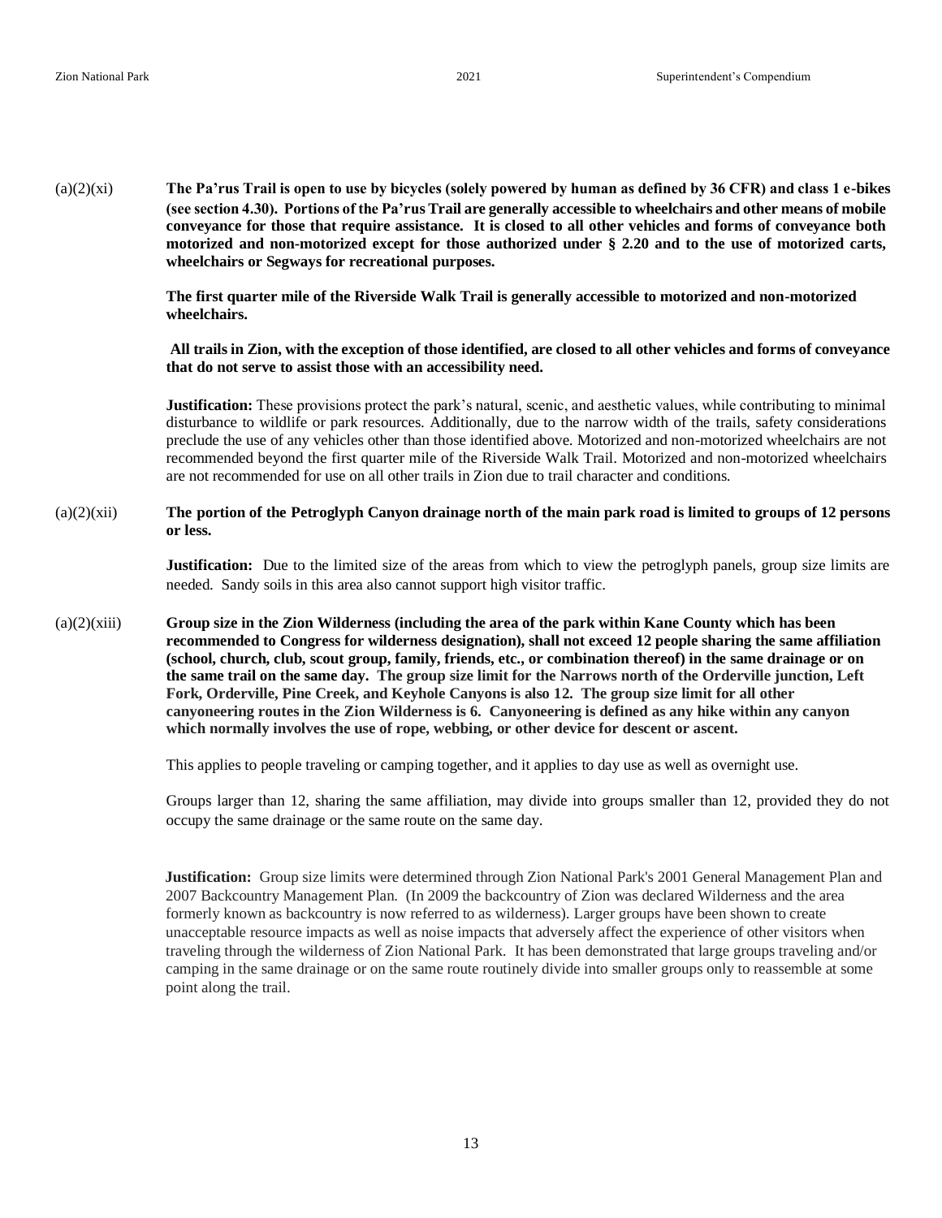(a)(2)(xi) **The Pa'rus Trail is open to use by bicycles (solely powered by human as defined by 36 CFR) and class 1 e-bikes (see section 4.30). Portions of the Pa'rus Trail are generally accessible to wheelchairs and other means of mobile conveyance for those that require assistance. It is closed to all other vehicles and forms of conveyance both motorized and non-motorized except for those authorized under § 2.20 and to the use of motorized carts, wheelchairs or Segways for recreational purposes.**

**The first quarter mile of the Riverside Walk Trail is generally accessible to motorized and non-motorized wheelchairs.**

**All trails in Zion, with the exception of those identified, are closed to all other vehicles and forms of conveyance that do not serve to assist those with an accessibility need.**

**Justification:** These provisions protect the park's natural, scenic, and aesthetic values, while contributing to minimal disturbance to wildlife or park resources. Additionally, due to the narrow width of the trails, safety considerations preclude the use of any vehicles other than those identified above. Motorized and non-motorized wheelchairs are not recommended beyond the first quarter mile of the Riverside Walk Trail. Motorized and non-motorized wheelchairs are not recommended for use on all other trails in Zion due to trail character and conditions.

(a)(2)(xii) **The portion of the Petroglyph Canyon drainage north of the main park road is limited to groups of 12 persons or less.**

**Justification:** Due to the limited size of the areas from which to view the petroglyph panels, group size limits are needed. Sandy soils in this area also cannot support high visitor traffic.

(a)(2)(xiii) **Group size in the Zion Wilderness (including the area of the park within Kane County which has been recommended to Congress for wilderness designation), shall not exceed 12 people sharing the same affiliation (school, church, club, scout group, family, friends, etc., or combination thereof) in the same drainage or on the same trail on the same day. The group size limit for the Narrows north of the Orderville junction, Left Fork, Orderville, Pine Creek, and Keyhole Canyons is also 12. The group size limit for all other canyoneering routes in the Zion Wilderness is 6. Canyoneering is defined as any hike within any canyon which normally involves the use of rope, webbing, or other device for descent or ascent.**

This applies to people traveling or camping together, and it applies to day use as well as overnight use.

Groups larger than 12, sharing the same affiliation, may divide into groups smaller than 12, provided they do not occupy the same drainage or the same route on the same day.

**Justification:** Group size limits were determined through Zion National Park's 2001 General Management Plan and 2007 Backcountry Management Plan. (In 2009 the backcountry of Zion was declared Wilderness and the area formerly known as backcountry is now referred to as wilderness). Larger groups have been shown to create unacceptable resource impacts as well as noise impacts that adversely affect the experience of other visitors when traveling through the wilderness of Zion National Park. It has been demonstrated that large groups traveling and/or camping in the same drainage or on the same route routinely divide into smaller groups only to reassemble at some point along the trail.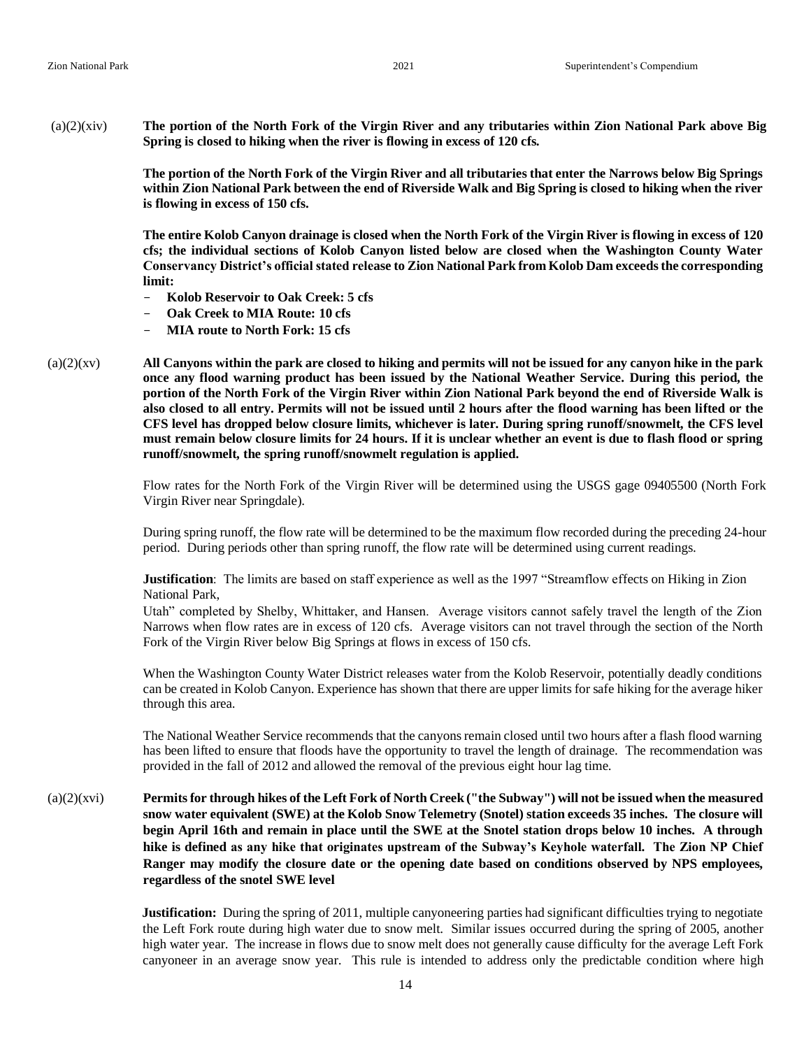(a)(2)(xiv) **The portion of the North Fork of the Virgin River and any tributaries within Zion National Park above Big Spring is closed to hiking when the river is flowing in excess of 120 cfs.**

**The portion of the North Fork of the Virgin River and all tributaries that enter the Narrows below Big Springs within Zion National Park between the end of Riverside Walk and Big Spring is closed to hiking when the river is flowing in excess of 150 cfs.**

**The entire Kolob Canyon drainage is closed when the North Fork of the Virgin River is flowing in excess of 120 cfs; the individual sections of Kolob Canyon listed below are closed when the Washington County Water Conservancy District's official stated release to Zion National Park from Kolob Dam exceeds the corresponding limit:**

- **Kolob Reservoir to Oak Creek: 5 cfs**
- **Oak Creek to MIA Route: 10 cfs**
- **MIA route to North Fork: 15 cfs**

(a)(2)(xv) **All Canyons within the park are closed to hiking and permits will not be issued for any canyon hike in the park once any flood warning product has been issued by the National Weather Service. During this period, the portion of the North Fork of the Virgin River within Zion National Park beyond the end of Riverside Walk is also closed to all entry. Permits will not be issued until 2 hours after the flood warning has been lifted or the CFS level has dropped below closure limits, whichever is later. During spring runoff/snowmelt, the CFS level must remain below closure limits for 24 hours. If it is unclear whether an event is due to flash flood or spring runoff/snowmelt, the spring runoff/snowmelt regulation is applied.**

Flow rates for the North Fork of the Virgin River will be determined using the USGS gage 09405500 (North Fork Virgin River near Springdale).

During spring runoff, the flow rate will be determined to be the maximum flow recorded during the preceding 24-hour period. During periods other than spring runoff, the flow rate will be determined using current readings.

**Justification**: The limits are based on staff experience as well as the 1997 "Streamflow effects on Hiking in Zion National Park,
Utah" completed by Shelby, Whittaker, and Hansen. Average visitors cannot safely travel the length of the Zion Narrows when flow rates are in excess of 120 cfs. Average visitors can not travel through the section of the North Fork of the Virgin River below Big Springs at flows in excess of 150 cfs.

When the Washington County Water District releases water from the Kolob Reservoir, potentially deadly conditions can be created in Kolob Canyon. Experience has shown that there are upper limits for safe hiking for the average hiker through this area.

The National Weather Service recommends that the canyons remain closed until two hours after a flash flood warning has been lifted to ensure that floods have the opportunity to travel the length of drainage. The recommendation was provided in the fall of 2012 and allowed the removal of the previous eight hour lag time.

(a)(2)(xvi) **Permits for through hikes of the Left Fork of North Creek ("the Subway") will not be issued when the measured snow water equivalent (SWE) at the Kolob Snow Telemetry (Snotel) station exceeds 35 inches. The closure will begin April 16th and remain in place until the SWE at the Snotel station drops below 10 inches. A through hike is defined as any hike that originates upstream of the Subway's Keyhole waterfall. The Zion NP Chief Ranger may modify the closure date or the opening date based on conditions observed by NPS employees, regardless of the snotel SWE level**

**Justification:** During the spring of 2011, multiple canyoneering parties had significant difficulties trying to negotiate the Left Fork route during high water due to snow melt. Similar issues occurred during the spring of 2005, another high water year. The increase in flows due to snow melt does not generally cause difficulty for the average Left Fork canyoneer in an average snow year. This rule is intended to address only the predictable condition where high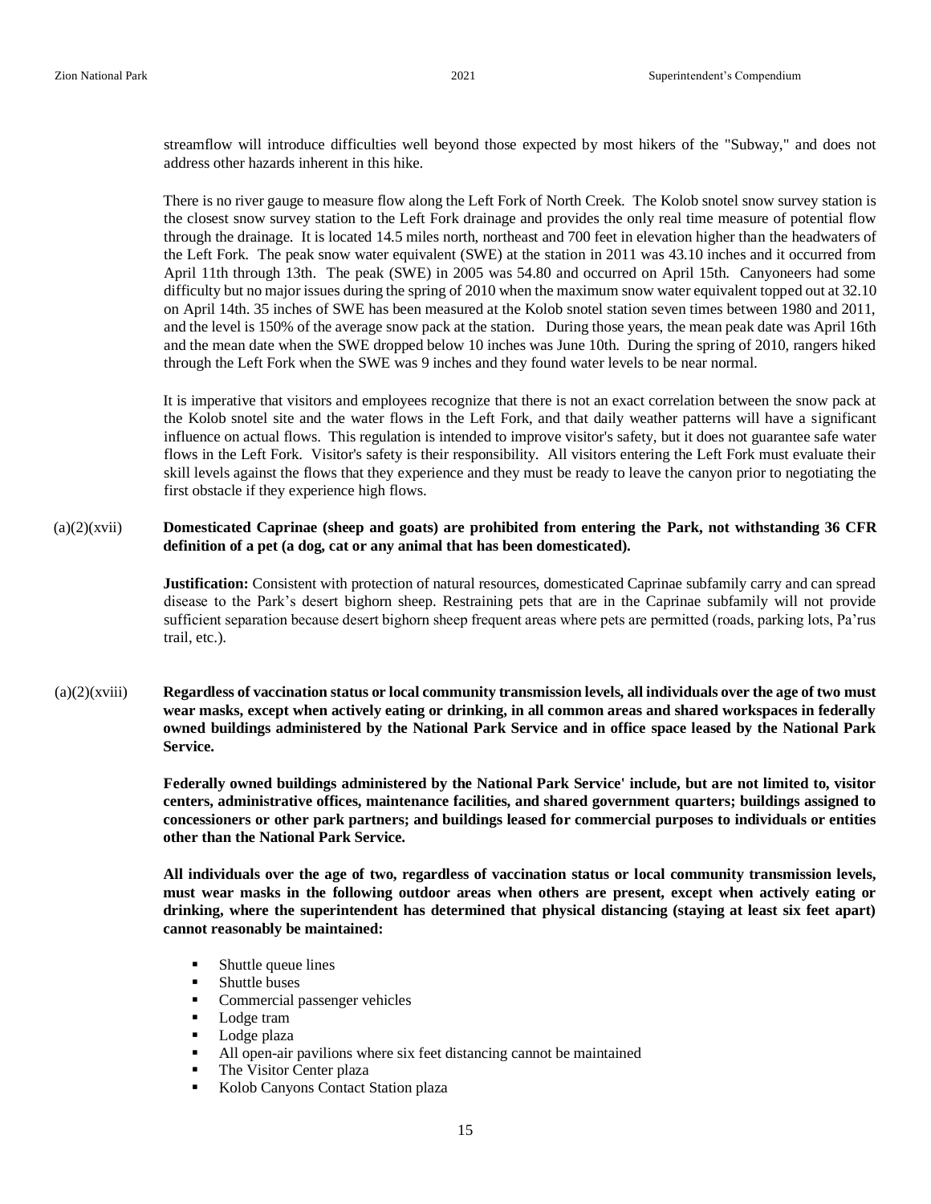streamflow will introduce difficulties well beyond those expected by most hikers of the "Subway," and does not address other hazards inherent in this hike.

There is no river gauge to measure flow along the Left Fork of North Creek. The Kolob snotel snow survey station is the closest snow survey station to the Left Fork drainage and provides the only real time measure of potential flow through the drainage. It is located 14.5 miles north, northeast and 700 feet in elevation higher than the headwaters of the Left Fork. The peak snow water equivalent (SWE) at the station in 2011 was 43.10 inches and it occurred from April 11th through 13th. The peak (SWE) in 2005 was 54.80 and occurred on April 15th. Canyoneers had some difficulty but no major issues during the spring of 2010 when the maximum snow water equivalent topped out at 32.10 on April 14th. 35 inches of SWE has been measured at the Kolob snotel station seven times between 1980 and 2011, and the level is 150% of the average snow pack at the station. During those years, the mean peak date was April 16th and the mean date when the SWE dropped below 10 inches was June 10th. During the spring of 2010, rangers hiked through the Left Fork when the SWE was 9 inches and they found water levels to be near normal.

It is imperative that visitors and employees recognize that there is not an exact correlation between the snow pack at the Kolob snotel site and the water flows in the Left Fork, and that daily weather patterns will have a significant influence on actual flows. This regulation is intended to improve visitor's safety, but it does not guarantee safe water flows in the Left Fork. Visitor's safety is their responsibility. All visitors entering the Left Fork must evaluate their skill levels against the flows that they experience and they must be ready to leave the canyon prior to negotiating the first obstacle if they experience high flows.

(a)(2)(xvii) **Domesticated Caprinae (sheep and goats) are prohibited from entering the Park, not withstanding 36 CFR definition of a pet (a dog, cat or any animal that has been domesticated).**

**Justification:** Consistent with protection of natural resources, domesticated Caprinae subfamily carry and can spread disease to the Park's desert bighorn sheep. Restraining pets that are in the Caprinae subfamily will not provide sufficient separation because desert bighorn sheep frequent areas where pets are permitted (roads, parking lots, Pa'rus trail, etc.).

(a)(2)(xviii) **Regardless of vaccination status or local community transmission levels, all individuals over the age of two must wear masks, except when actively eating or drinking, in all common areas and shared workspaces in federally owned buildings administered by the National Park Service and in office space leased by the National Park Service.**

**Federally owned buildings administered by the National Park Service' include, but are not limited to, visitor centers, administrative offices, maintenance facilities, and shared government quarters; buildings assigned to concessioners or other park partners; and buildings leased for commercial purposes to individuals or entities other than the National Park Service.**

**All individuals over the age of two, regardless of vaccination status or local community transmission levels, must wear masks in the following outdoor areas when others are present, except when actively eating or drinking, where the superintendent has determined that physical distancing (staying at least six feet apart) cannot reasonably be maintained:**

- Shuttle queue lines
- Shuttle buses
- Commercial passenger vehicles
- Lodge tram
- Lodge plaza
- All open-air pavilions where six feet distancing cannot be maintained
- The Visitor Center plaza
- Kolob Canyons Contact Station plaza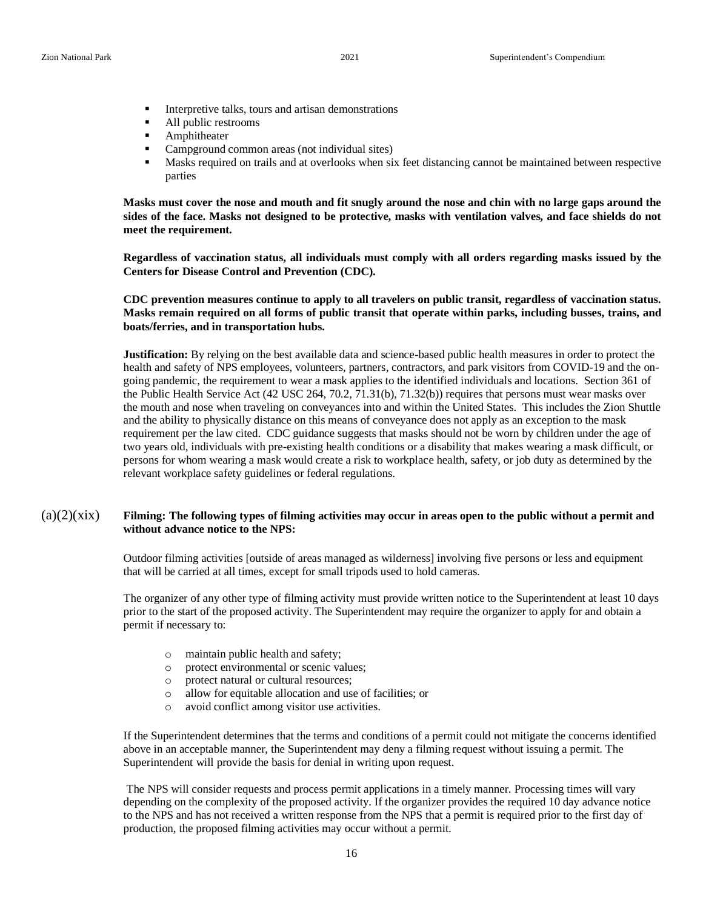- Interpretive talks, tours and artisan demonstrations
- All public restrooms
- Amphitheater
- Campground common areas (not individual sites)
- Masks required on trails and at overlooks when six feet distancing cannot be maintained between respective parties

**Masks must cover the nose and mouth and fit snugly around the nose and chin with no large gaps around the sides of the face. Masks not designed to be protective, masks with ventilation valves, and face shields do not meet the requirement.**

**Regardless of vaccination status, all individuals must comply with all orders regarding masks issued by the Centers for Disease Control and Prevention (CDC).**

**CDC prevention measures continue to apply to all travelers on public transit, regardless of vaccination status. Masks remain required on all forms of public transit that operate within parks, including busses, trains, and boats/ferries, and in transportation hubs.**

**Justification:** By relying on the best available data and science-based public health measures in order to protect the health and safety of NPS employees, volunteers, partners, contractors, and park visitors from COVID-19 and the on-going pandemic, the requirement to wear a mask applies to the identified individuals and locations. Section 361 of the Public Health Service Act (42 USC 264, 70.2, 71.31(b), 71.32(b)) requires that persons must wear masks over the mouth and nose when traveling on conveyances into and within the United States. This includes the Zion Shuttle and the ability to physically distance on this means of conveyance does not apply as an exception to the mask requirement per the law cited. CDC guidance suggests that masks should not be worn by children under the age of two years old, individuals with pre-existing health conditions or a disability that makes wearing a mask difficult, or persons for whom wearing a mask would create a risk to workplace health, safety, or job duty as determined by the relevant workplace safety guidelines or federal regulations.

(a)(2)(xix) **Filming: The following types of filming activities may occur in areas open to the public without a permit and without advance notice to the NPS:**

Outdoor filming activities [outside of areas managed as wilderness] involving five persons or less and equipment that will be carried at all times, except for small tripods used to hold cameras.

The organizer of any other type of filming activity must provide written notice to the Superintendent at least 10 days prior to the start of the proposed activity. The Superintendent may require the organizer to apply for and obtain a permit if necessary to:

- maintain public health and safety;
- protect environmental or scenic values;
- protect natural or cultural resources;
- allow for equitable allocation and use of facilities; or
- avoid conflict among visitor use activities.

If the Superintendent determines that the terms and conditions of a permit could not mitigate the concerns identified above in an acceptable manner, the Superintendent may deny a filming request without issuing a permit. The Superintendent will provide the basis for denial in writing upon request.

The NPS will consider requests and process permit applications in a timely manner. Processing times will vary depending on the complexity of the proposed activity. If the organizer provides the required 10 day advance notice to the NPS and has not received a written response from the NPS that a permit is required prior to the first day of production, the proposed filming activities may occur without a permit.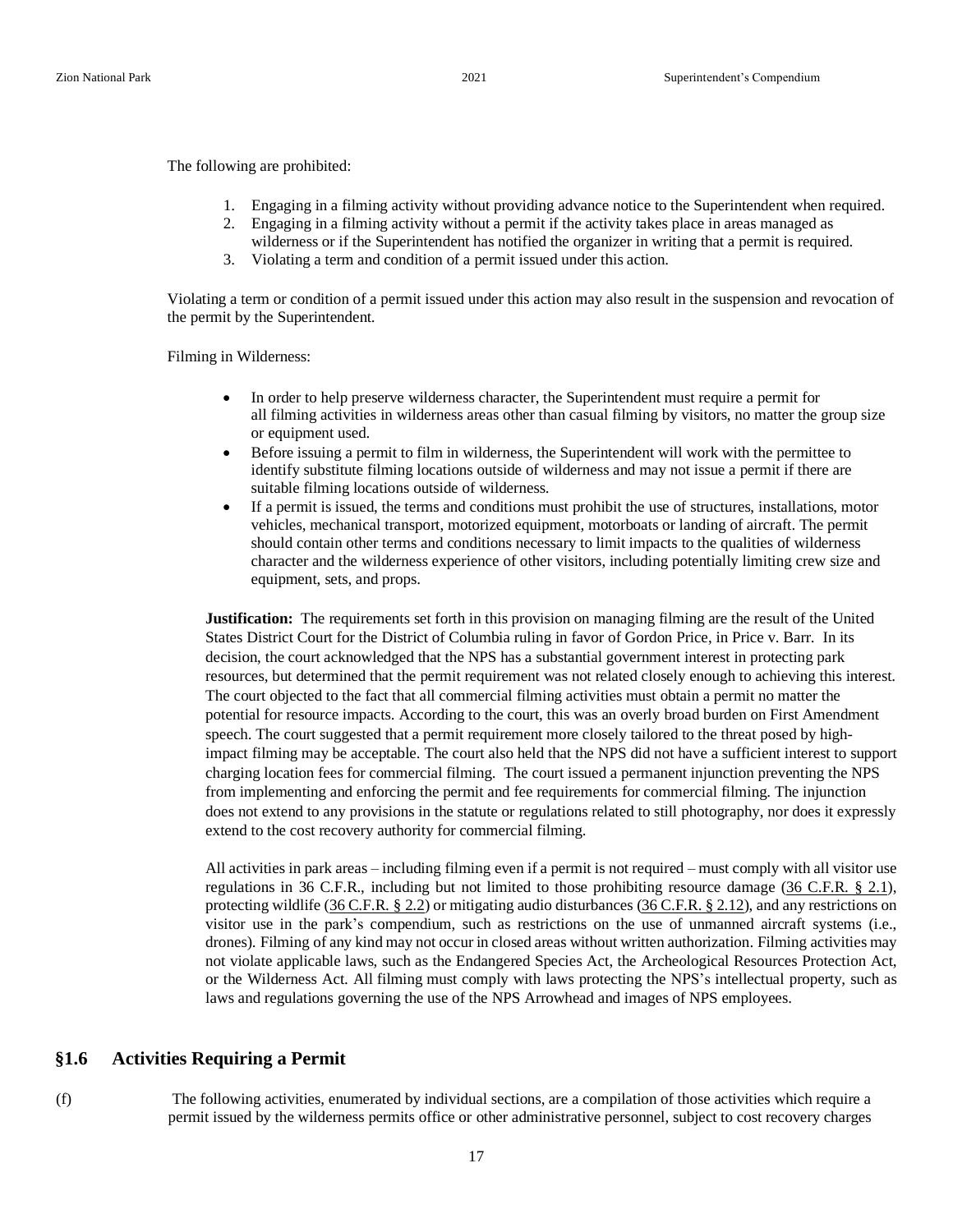The following are prohibited:

1. Engaging in a filming activity without providing advance notice to the Superintendent when required.
2. Engaging in a filming activity without a permit if the activity takes place in areas managed as wilderness or if the Superintendent has notified the organizer in writing that a permit is required.
3. Violating a term and condition of a permit issued under this action.

Violating a term or condition of a permit issued under this action may also result in the suspension and revocation of the permit by the Superintendent.

Filming in Wilderness:

- In order to help preserve wilderness character, the Superintendent must require a permit for all filming activities in wilderness areas other than casual filming by visitors, no matter the group size or equipment used.
- Before issuing a permit to film in wilderness, the Superintendent will work with the permittee to identify substitute filming locations outside of wilderness and may not issue a permit if there are suitable filming locations outside of wilderness.
- If a permit is issued, the terms and conditions must prohibit the use of structures, installations, motor vehicles, mechanical transport, motorized equipment, motorboats or landing of aircraft. The permit should contain other terms and conditions necessary to limit impacts to the qualities of wilderness character and the wilderness experience of other visitors, including potentially limiting crew size and equipment, sets, and props.

**Justification:** The requirements set forth in this provision on managing filming are the result of the United States District Court for the District of Columbia ruling in favor of Gordon Price, in Price v. Barr. In its decision, the court acknowledged that the NPS has a substantial government interest in protecting park resources, but determined that the permit requirement was not related closely enough to achieving this interest. The court objected to the fact that all commercial filming activities must obtain a permit no matter the potential for resource impacts. According to the court, this was an overly broad burden on First Amendment speech. The court suggested that a permit requirement more closely tailored to the threat posed by high-impact filming may be acceptable. The court also held that the NPS did not have a sufficient interest to support charging location fees for commercial filming. The court issued a permanent injunction preventing the NPS from implementing and enforcing the permit and fee requirements for commercial filming. The injunction does not extend to any provisions in the statute or regulations related to still photography, nor does it expressly extend to the cost recovery authority for commercial filming.

All activities in park areas – including filming even if a permit is not required – must comply with all visitor use regulations in 36 C.F.R., including but not limited to those prohibiting resource damage (36 C.F.R. § 2.1), protecting wildlife (36 C.F.R. § 2.2) or mitigating audio disturbances (36 C.F.R. § 2.12), and any restrictions on visitor use in the park's compendium, such as restrictions on the use of unmanned aircraft systems (i.e., drones). Filming of any kind may not occur in closed areas without written authorization. Filming activities may not violate applicable laws, such as the Endangered Species Act, the Archeological Resources Protection Act, or the Wilderness Act. All filming must comply with laws protecting the NPS's intellectual property, such as laws and regulations governing the use of the NPS Arrowhead and images of NPS employees.

## §1.6 Activities Requiring a Permit

(f) The following activities, enumerated by individual sections, are a compilation of those activities which require a permit issued by the wilderness permits office or other administrative personnel, subject to cost recovery charges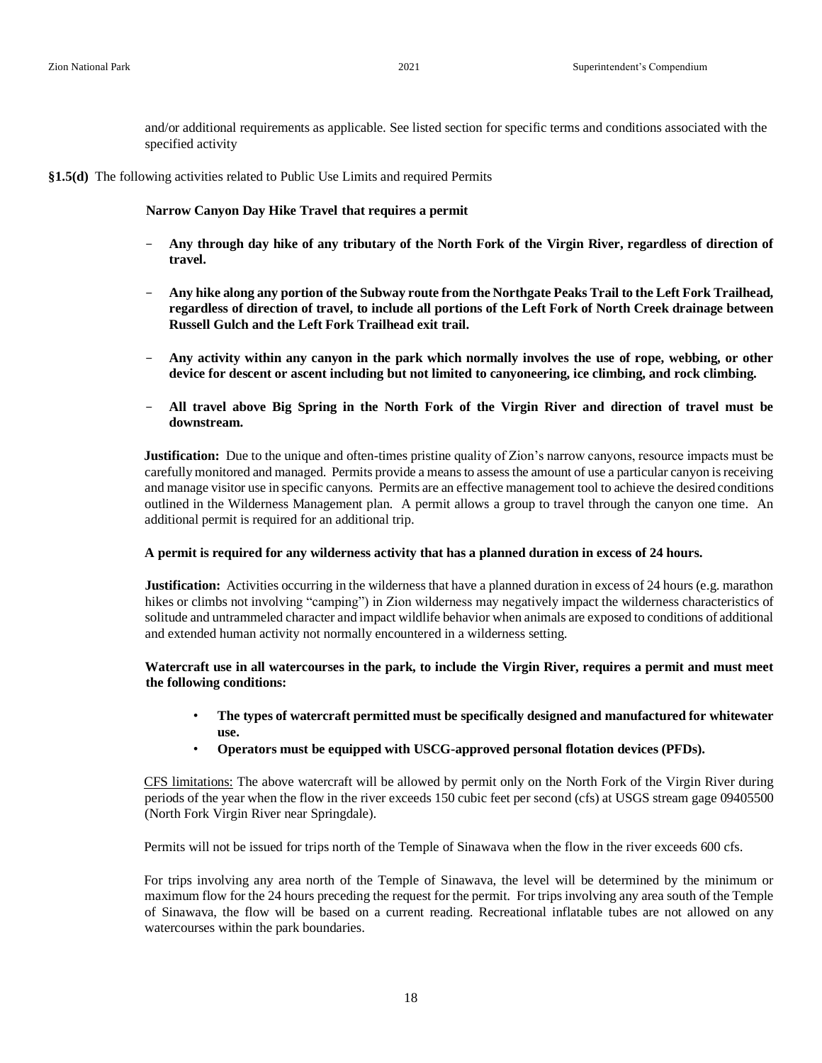and/or additional requirements as applicable. See listed section for specific terms and conditions associated with the specified activity

**§1.5(d)** The following activities related to Public Use Limits and required Permits

**Narrow Canyon Day Hike Travel that requires a permit**

- **Any through day hike of any tributary of the North Fork of the Virgin River, regardless of direction of travel.**
- **Any hike along any portion of the Subway route from the Northgate Peaks Trail to the Left Fork Trailhead, regardless of direction of travel, to include all portions of the Left Fork of North Creek drainage between Russell Gulch and the Left Fork Trailhead exit trail.**
- **Any activity within any canyon in the park which normally involves the use of rope, webbing, or other device for descent or ascent including but not limited to canyoneering, ice climbing, and rock climbing.**
- **All travel above Big Spring in the North Fork of the Virgin River and direction of travel must be downstream.**

**Justification:** Due to the unique and often-times pristine quality of Zion's narrow canyons, resource impacts must be carefully monitored and managed. Permits provide a means to assess the amount of use a particular canyon is receiving and manage visitor use in specific canyons. Permits are an effective management tool to achieve the desired conditions outlined in the Wilderness Management plan. A permit allows a group to travel through the canyon one time. An additional permit is required for an additional trip.

**A permit is required for any wilderness activity that has a planned duration in excess of 24 hours.**

**Justification:** Activities occurring in the wilderness that have a planned duration in excess of 24 hours (e.g. marathon hikes or climbs not involving "camping") in Zion wilderness may negatively impact the wilderness characteristics of solitude and untrammeled character and impact wildlife behavior when animals are exposed to conditions of additional and extended human activity not normally encountered in a wilderness setting.

**Watercraft use in all watercourses in the park, to include the Virgin River, requires a permit and must meet the following conditions:**

- **The types of watercraft permitted must be specifically designed and manufactured for whitewater use.**
- **Operators must be equipped with USCG-approved personal flotation devices (PFDs).**

CFS limitations: The above watercraft will be allowed by permit only on the North Fork of the Virgin River during periods of the year when the flow in the river exceeds 150 cubic feet per second (cfs) at USGS stream gage 09405500 (North Fork Virgin River near Springdale).

Permits will not be issued for trips north of the Temple of Sinawava when the flow in the river exceeds 600 cfs.

For trips involving any area north of the Temple of Sinawava, the level will be determined by the minimum or maximum flow for the 24 hours preceding the request for the permit. For trips involving any area south of the Temple of Sinawava, the flow will be based on a current reading. Recreational inflatable tubes are not allowed on any watercourses within the park boundaries.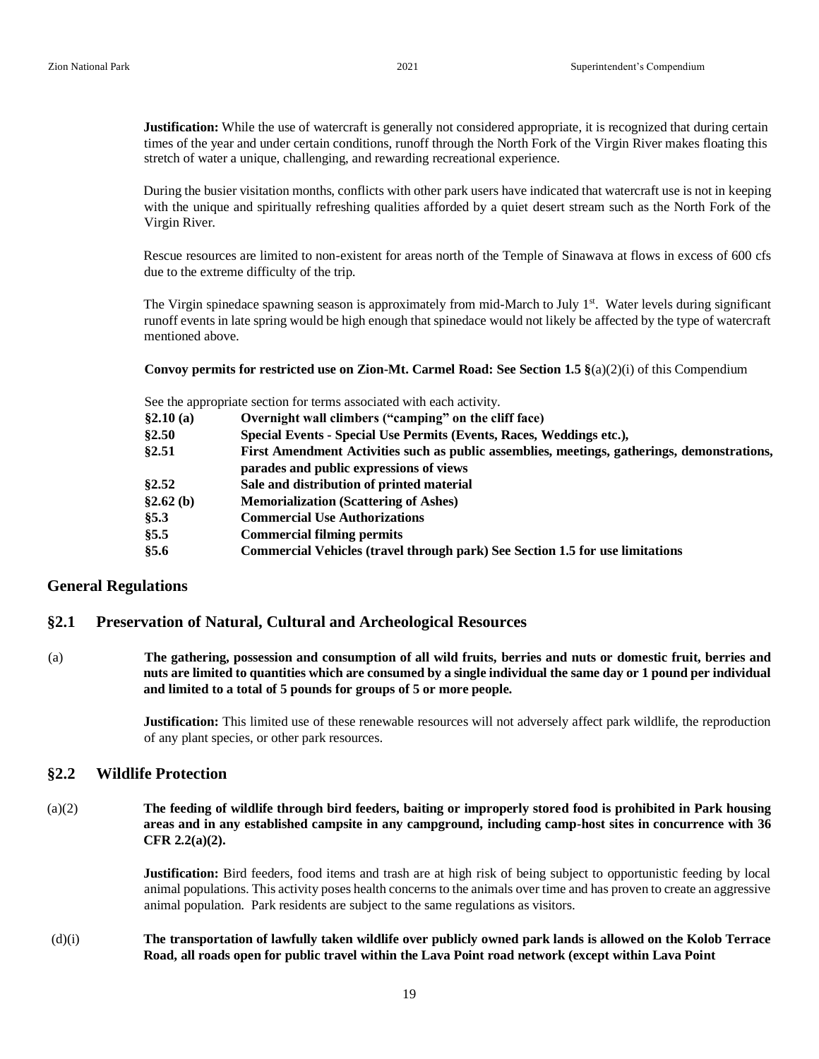**Justification:** While the use of watercraft is generally not considered appropriate, it is recognized that during certain times of the year and under certain conditions, runoff through the North Fork of the Virgin River makes floating this stretch of water a unique, challenging, and rewarding recreational experience.

During the busier visitation months, conflicts with other park users have indicated that watercraft use is not in keeping with the unique and spiritually refreshing qualities afforded by a quiet desert stream such as the North Fork of the Virgin River.

Rescue resources are limited to non-existent for areas north of the Temple of Sinawava at flows in excess of 600 cfs due to the extreme difficulty of the trip.

The Virgin spinedace spawning season is approximately from mid-March to July 1st. Water levels during significant runoff events in late spring would be high enough that spinedace would not likely be affected by the type of watercraft mentioned above.

**Convoy permits for restricted use on Zion-Mt. Carmel Road: See Section 1.5 §**(a)(2)(i) of this Compendium

See the appropriate section for terms associated with each activity.

| | |
|---|---|
| **§2.10 (a)** | **Overnight wall climbers ("camping" on the cliff face)** |
| **§2.50** | **Special Events - Special Use Permits (Events, Races, Weddings etc.),** |
| **§2.51** | **First Amendment Activities such as public assemblies, meetings, gatherings, demonstrations, parades and public expressions of views** |
| **§2.52** | **Sale and distribution of printed material** |
| **§2.62 (b)** | **Memorialization (Scattering of Ashes)** |
| **§5.3** | **Commercial Use Authorizations** |
| **§5.5** | **Commercial filming permits** |
| **§5.6** | **Commercial Vehicles (travel through park) See Section 1.5 for use limitations** |

## General Regulations

## §2.1 Preservation of Natural, Cultural and Archeological Resources

(a) **The gathering, possession and consumption of all wild fruits, berries and nuts or domestic fruit, berries and nuts are limited to quantities which are consumed by a single individual the same day or 1 pound per individual and limited to a total of 5 pounds for groups of 5 or more people.**

**Justification:** This limited use of these renewable resources will not adversely affect park wildlife, the reproduction of any plant species, or other park resources.

## §2.2 Wildlife Protection

(a)(2) **The feeding of wildlife through bird feeders, baiting or improperly stored food is prohibited in Park housing areas and in any established campsite in any campground, including camp-host sites in concurrence with 36 CFR 2.2(a)(2).**

**Justification:** Bird feeders, food items and trash are at high risk of being subject to opportunistic feeding by local animal populations. This activity poses health concerns to the animals over time and has proven to create an aggressive animal population. Park residents are subject to the same regulations as visitors.

(d)(i) **The transportation of lawfully taken wildlife over publicly owned park lands is allowed on the Kolob Terrace Road, all roads open for public travel within the Lava Point road network (except within Lava Point**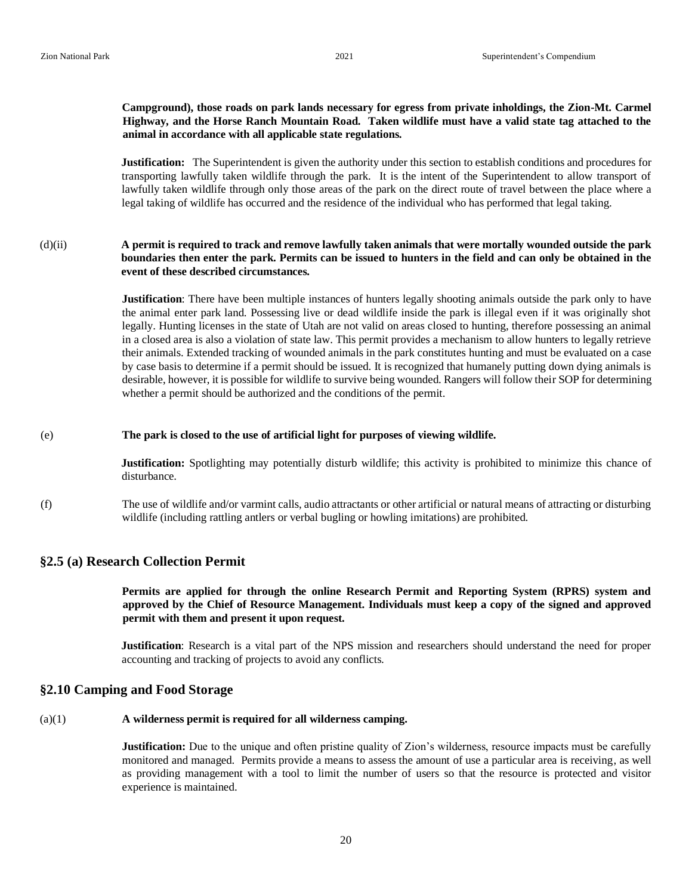**Campground), those roads on park lands necessary for egress from private inholdings, the Zion-Mt. Carmel Highway, and the Horse Ranch Mountain Road. Taken wildlife must have a valid state tag attached to the animal in accordance with all applicable state regulations.**

**Justification:** The Superintendent is given the authority under this section to establish conditions and procedures for transporting lawfully taken wildlife through the park. It is the intent of the Superintendent to allow transport of lawfully taken wildlife through only those areas of the park on the direct route of travel between the place where a legal taking of wildlife has occurred and the residence of the individual who has performed that legal taking.

(d)(ii) **A permit is required to track and remove lawfully taken animals that were mortally wounded outside the park boundaries then enter the park. Permits can be issued to hunters in the field and can only be obtained in the event of these described circumstances.**

**Justification**: There have been multiple instances of hunters legally shooting animals outside the park only to have the animal enter park land. Possessing live or dead wildlife inside the park is illegal even if it was originally shot legally. Hunting licenses in the state of Utah are not valid on areas closed to hunting, therefore possessing an animal in a closed area is also a violation of state law. This permit provides a mechanism to allow hunters to legally retrieve their animals. Extended tracking of wounded animals in the park constitutes hunting and must be evaluated on a case by case basis to determine if a permit should be issued. It is recognized that humanely putting down dying animals is desirable, however, it is possible for wildlife to survive being wounded. Rangers will follow their SOP for determining whether a permit should be authorized and the conditions of the permit.

(e) **The park is closed to the use of artificial light for purposes of viewing wildlife.**

**Justification:** Spotlighting may potentially disturb wildlife; this activity is prohibited to minimize this chance of disturbance.

(f) The use of wildlife and/or varmint calls, audio attractants or other artificial or natural means of attracting or disturbing wildlife (including rattling antlers or verbal bugling or howling imitations) are prohibited.

## §2.5 (a) Research Collection Permit

**Permits are applied for through the online Research Permit and Reporting System (RPRS) system and approved by the Chief of Resource Management. Individuals must keep a copy of the signed and approved permit with them and present it upon request.**

**Justification**: Research is a vital part of the NPS mission and researchers should understand the need for proper accounting and tracking of projects to avoid any conflicts.

## §2.10 Camping and Food Storage

(a)(1) **A wilderness permit is required for all wilderness camping.**

**Justification:** Due to the unique and often pristine quality of Zion's wilderness, resource impacts must be carefully monitored and managed. Permits provide a means to assess the amount of use a particular area is receiving, as well as providing management with a tool to limit the number of users so that the resource is protected and visitor experience is maintained.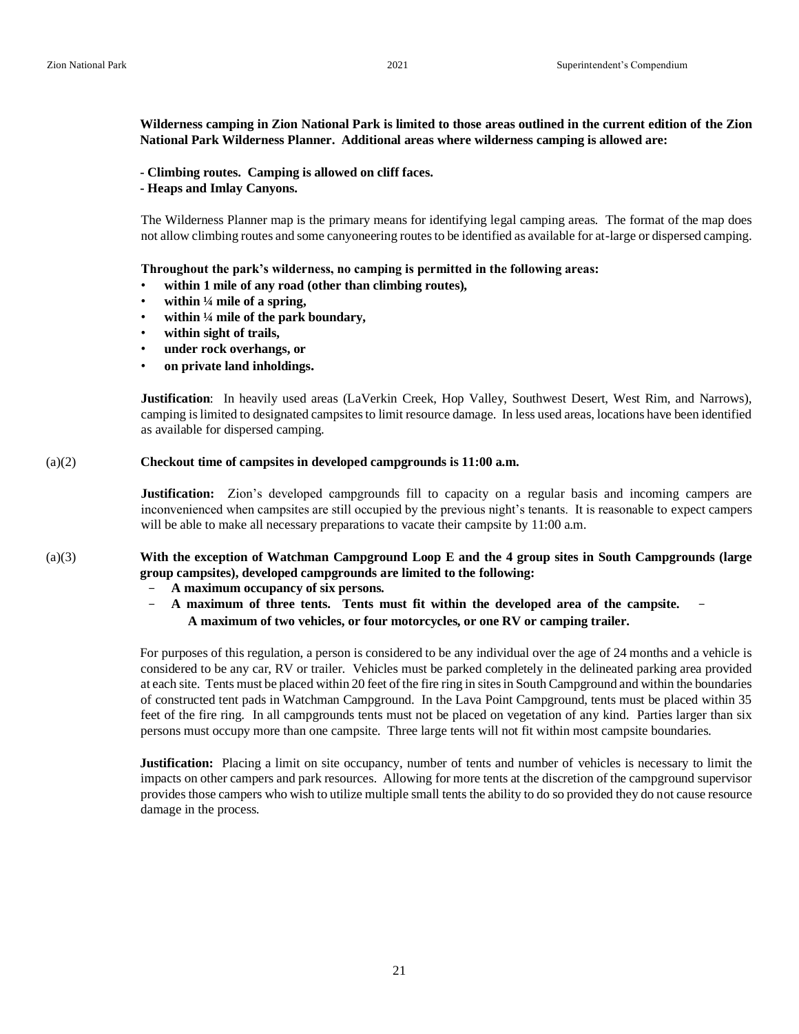**Wilderness camping in Zion National Park is limited to those areas outlined in the current edition of the Zion National Park Wilderness Planner. Additional areas where wilderness camping is allowed are:**

**- Climbing routes. Camping is allowed on cliff faces.**
**- Heaps and Imlay Canyons.**

The Wilderness Planner map is the primary means for identifying legal camping areas. The format of the map does not allow climbing routes and some canyoneering routes to be identified as available for at-large or dispersed camping.

**Throughout the park's wilderness, no camping is permitted in the following areas:**

- **within 1 mile of any road (other than climbing routes),**
- **within ¼ mile of a spring,**
- **within ¼ mile of the park boundary,**
- **within sight of trails,**
- **under rock overhangs, or**
- **on private land inholdings.**

**Justification**: In heavily used areas (LaVerkin Creek, Hop Valley, Southwest Desert, West Rim, and Narrows), camping is limited to designated campsites to limit resource damage. In less used areas, locations have been identified as available for dispersed camping.

(a)(2) **Checkout time of campsites in developed campgrounds is 11:00 a.m.**

**Justification:** Zion's developed campgrounds fill to capacity on a regular basis and incoming campers are inconvenienced when campsites are still occupied by the previous night's tenants. It is reasonable to expect campers will be able to make all necessary preparations to vacate their campsite by 11:00 a.m.

(a)(3) **With the exception of Watchman Campground Loop E and the 4 group sites in South Campgrounds (large group campsites), developed campgrounds are limited to the following:**

- **A maximum occupancy of six persons.**
- **A maximum of three tents. Tents must fit within the developed area of the campsite.**
- **A maximum of two vehicles, or four motorcycles, or one RV or camping trailer.**

For purposes of this regulation, a person is considered to be any individual over the age of 24 months and a vehicle is considered to be any car, RV or trailer. Vehicles must be parked completely in the delineated parking area provided at each site. Tents must be placed within 20 feet of the fire ring in sites in South Campground and within the boundaries of constructed tent pads in Watchman Campground. In the Lava Point Campground, tents must be placed within 35 feet of the fire ring. In all campgrounds tents must not be placed on vegetation of any kind. Parties larger than six persons must occupy more than one campsite. Three large tents will not fit within most campsite boundaries.

**Justification:** Placing a limit on site occupancy, number of tents and number of vehicles is necessary to limit the impacts on other campers and park resources. Allowing for more tents at the discretion of the campground supervisor provides those campers who wish to utilize multiple small tents the ability to do so provided they do not cause resource damage in the process.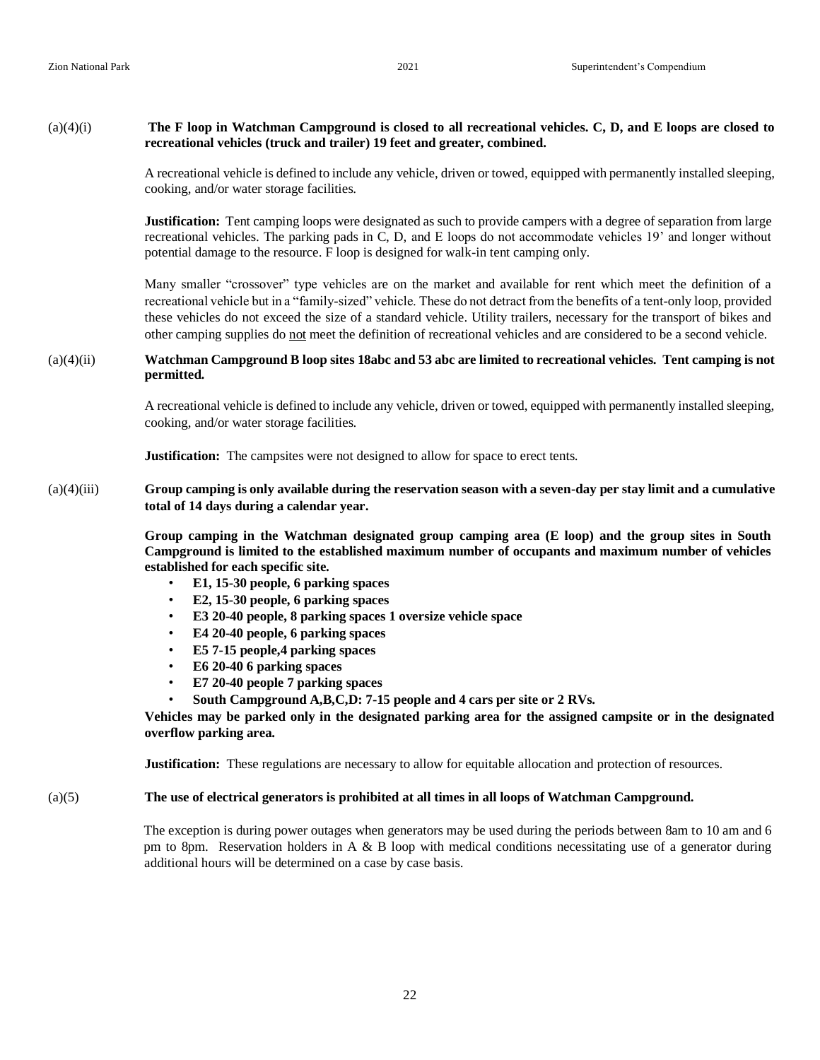(a)(4)(i) **The F loop in Watchman Campground is closed to all recreational vehicles. C, D, and E loops are closed to recreational vehicles (truck and trailer) 19 feet and greater, combined.**

A recreational vehicle is defined to include any vehicle, driven or towed, equipped with permanently installed sleeping, cooking, and/or water storage facilities.

**Justification:** Tent camping loops were designated as such to provide campers with a degree of separation from large recreational vehicles. The parking pads in C, D, and E loops do not accommodate vehicles 19' and longer without potential damage to the resource. F loop is designed for walk-in tent camping only.

Many smaller "crossover" type vehicles are on the market and available for rent which meet the definition of a recreational vehicle but in a "family-sized" vehicle. These do not detract from the benefits of a tent-only loop, provided these vehicles do not exceed the size of a standard vehicle. Utility trailers, necessary for the transport of bikes and other camping supplies do not meet the definition of recreational vehicles and are considered to be a second vehicle.

(a)(4)(ii) **Watchman Campground B loop sites 18abc and 53 abc are limited to recreational vehicles. Tent camping is not permitted.**

A recreational vehicle is defined to include any vehicle, driven or towed, equipped with permanently installed sleeping, cooking, and/or water storage facilities.

**Justification:** The campsites were not designed to allow for space to erect tents.

(a)(4)(iii) **Group camping is only available during the reservation season with a seven-day per stay limit and a cumulative total of 14 days during a calendar year.**

**Group camping in the Watchman designated group camping area (E loop) and the group sites in South Campground is limited to the established maximum number of occupants and maximum number of vehicles established for each specific site.**

- **E1, 15-30 people, 6 parking spaces**
- **E2, 15-30 people, 6 parking spaces**
- **E3 20-40 people, 8 parking spaces 1 oversize vehicle space**
- **E4 20-40 people, 6 parking spaces**
- **E5 7-15 people,4 parking spaces**
- **E6 20-40 6 parking spaces**
- **E7 20-40 people 7 parking spaces**
- **South Campground A,B,C,D: 7-15 people and 4 cars per site or 2 RVs.**

**Vehicles may be parked only in the designated parking area for the assigned campsite or in the designated overflow parking area.**

**Justification:** These regulations are necessary to allow for equitable allocation and protection of resources.

(a)(5) **The use of electrical generators is prohibited at all times in all loops of Watchman Campground.**

The exception is during power outages when generators may be used during the periods between 8am to 10 am and 6 pm to 8pm. Reservation holders in A & B loop with medical conditions necessitating use of a generator during additional hours will be determined on a case by case basis.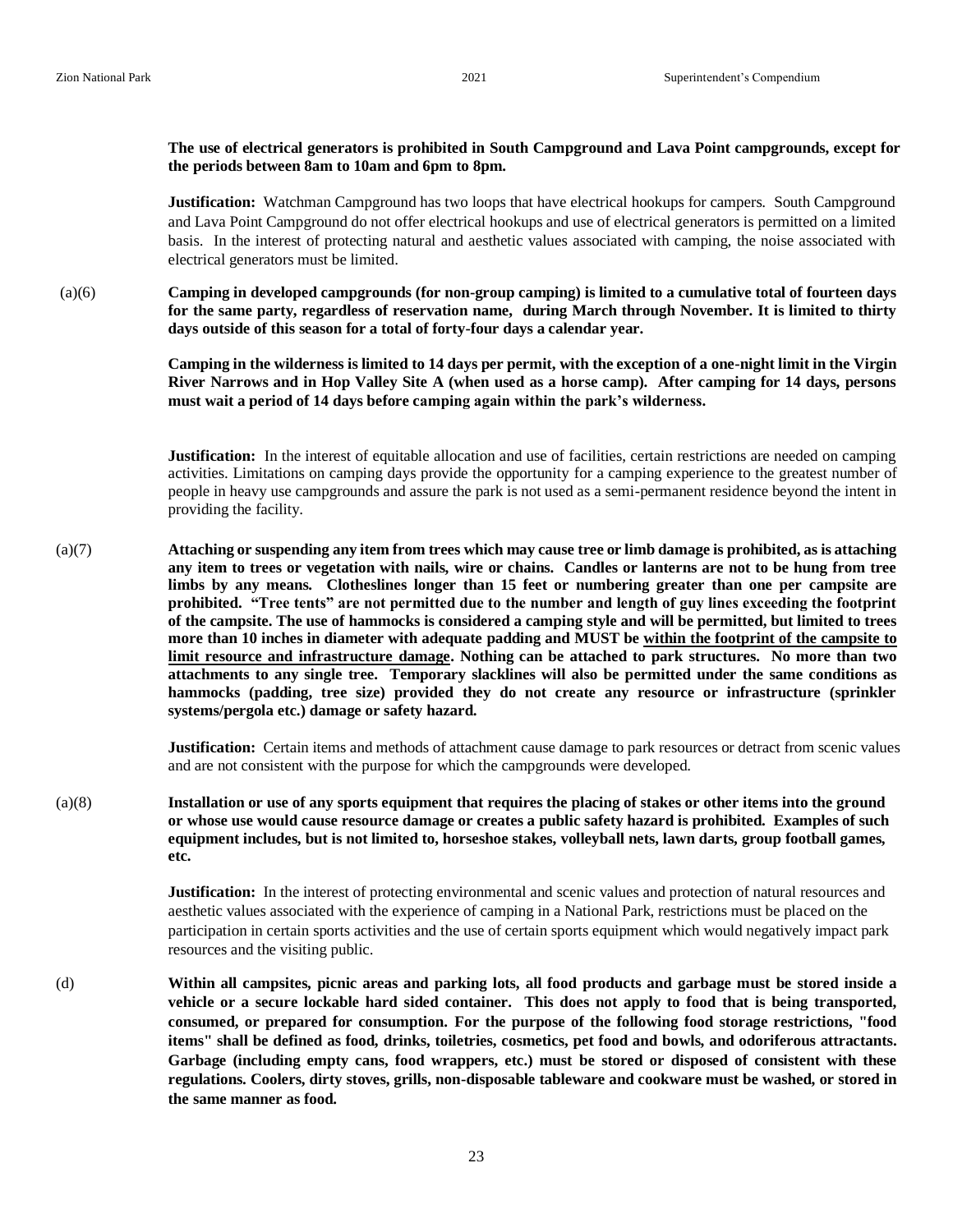**The use of electrical generators is prohibited in South Campground and Lava Point campgrounds, except for the periods between 8am to 10am and 6pm to 8pm.**

**Justification:** Watchman Campground has two loops that have electrical hookups for campers. South Campground and Lava Point Campground do not offer electrical hookups and use of electrical generators is permitted on a limited basis. In the interest of protecting natural and aesthetic values associated with camping, the noise associated with electrical generators must be limited.

(a)(6) **Camping in developed campgrounds (for non-group camping) is limited to a cumulative total of fourteen days for the same party, regardless of reservation name, during March through November. It is limited to thirty days outside of this season for a total of forty-four days a calendar year.**

**Camping in the wilderness is limited to 14 days per permit, with the exception of a one-night limit in the Virgin River Narrows and in Hop Valley Site A (when used as a horse camp). After camping for 14 days, persons must wait a period of 14 days before camping again within the park's wilderness.**

**Justification:** In the interest of equitable allocation and use of facilities, certain restrictions are needed on camping activities. Limitations on camping days provide the opportunity for a camping experience to the greatest number of people in heavy use campgrounds and assure the park is not used as a semi-permanent residence beyond the intent in providing the facility.

(a)(7) **Attaching or suspending any item from trees which may cause tree or limb damage is prohibited, as is attaching any item to trees or vegetation with nails, wire or chains. Candles or lanterns are not to be hung from tree limbs by any means. Clotheslines longer than 15 feet or numbering greater than one per campsite are prohibited. "Tree tents" are not permitted due to the number and length of guy lines exceeding the footprint of the campsite. The use of hammocks is considered a camping style and will be permitted, but limited to trees more than 10 inches in diameter with adequate padding and MUST be <u>within the footprint of the campsite to limit resource and infrastructure damage</u>. Nothing can be attached to park structures. No more than two attachments to any single tree. Temporary slacklines will also be permitted under the same conditions as hammocks (padding, tree size) provided they do not create any resource or infrastructure (sprinkler systems/pergola etc.) damage or safety hazard.**

**Justification:** Certain items and methods of attachment cause damage to park resources or detract from scenic values and are not consistent with the purpose for which the campgrounds were developed.

(a)(8) **Installation or use of any sports equipment that requires the placing of stakes or other items into the ground or whose use would cause resource damage or creates a public safety hazard is prohibited. Examples of such equipment includes, but is not limited to, horseshoe stakes, volleyball nets, lawn darts, group football games, etc.**

**Justification:** In the interest of protecting environmental and scenic values and protection of natural resources and aesthetic values associated with the experience of camping in a National Park, restrictions must be placed on the participation in certain sports activities and the use of certain sports equipment which would negatively impact park resources and the visiting public.

(d) **Within all campsites, picnic areas and parking lots, all food products and garbage must be stored inside a vehicle or a secure lockable hard sided container. This does not apply to food that is being transported, consumed, or prepared for consumption. For the purpose of the following food storage restrictions, "food items" shall be defined as food, drinks, toiletries, cosmetics, pet food and bowls, and odoriferous attractants. Garbage (including empty cans, food wrappers, etc.) must be stored or disposed of consistent with these regulations. Coolers, dirty stoves, grills, non-disposable tableware and cookware must be washed, or stored in the same manner as food.**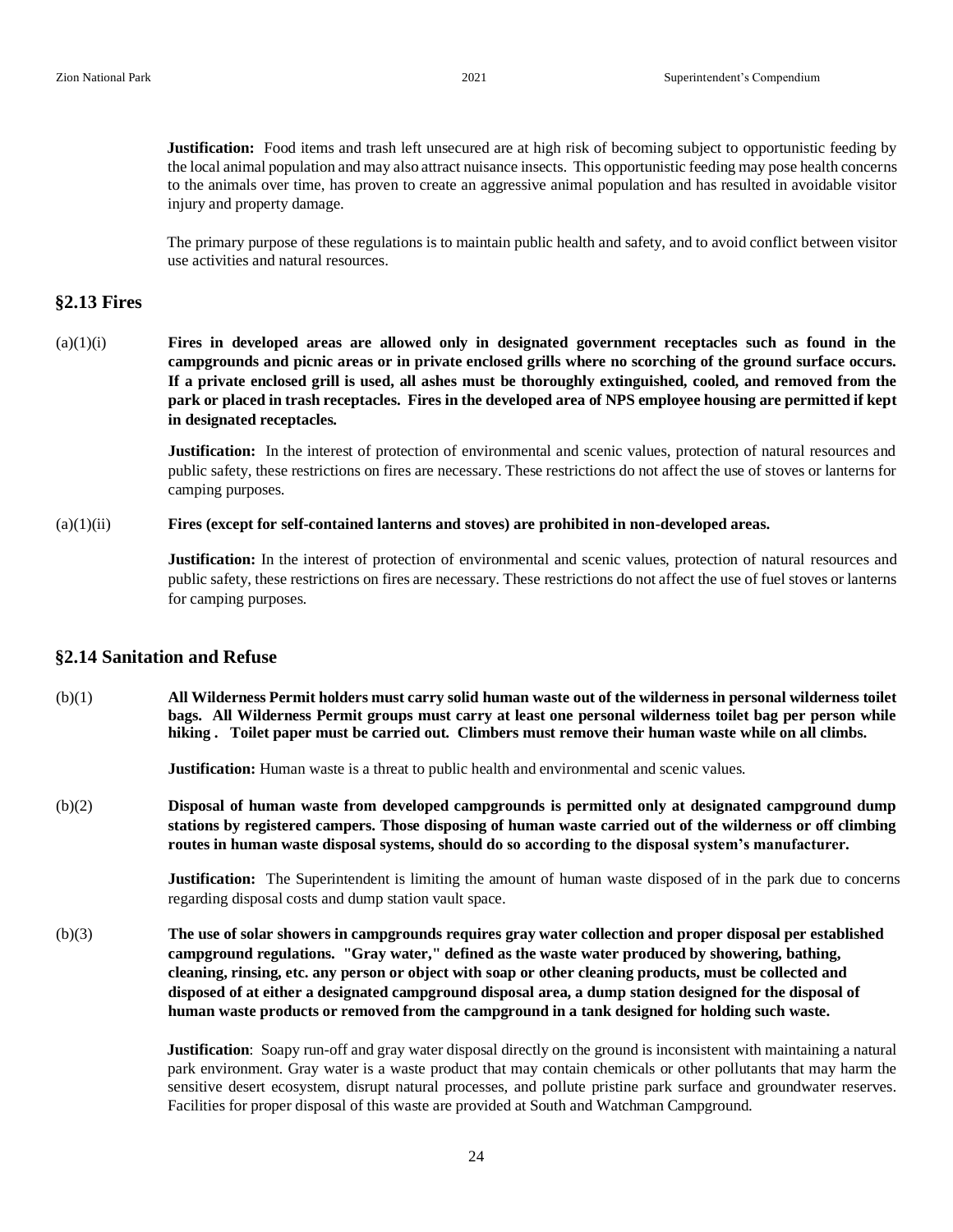**Justification:** Food items and trash left unsecured are at high risk of becoming subject to opportunistic feeding by the local animal population and may also attract nuisance insects. This opportunistic feeding may pose health concerns to the animals over time, has proven to create an aggressive animal population and has resulted in avoidable visitor injury and property damage.

The primary purpose of these regulations is to maintain public health and safety, and to avoid conflict between visitor use activities and natural resources.

## §2.13 Fires

(a)(1)(i) **Fires in developed areas are allowed only in designated government receptacles such as found in the campgrounds and picnic areas or in private enclosed grills where no scorching of the ground surface occurs. If a private enclosed grill is used, all ashes must be thoroughly extinguished, cooled, and removed from the park or placed in trash receptacles. Fires in the developed area of NPS employee housing are permitted if kept in designated receptacles.**

**Justification:** In the interest of protection of environmental and scenic values, protection of natural resources and public safety, these restrictions on fires are necessary. These restrictions do not affect the use of stoves or lanterns for camping purposes.

(a)(1)(ii) **Fires (except for self-contained lanterns and stoves) are prohibited in non-developed areas.**

**Justification:** In the interest of protection of environmental and scenic values, protection of natural resources and public safety, these restrictions on fires are necessary. These restrictions do not affect the use of fuel stoves or lanterns for camping purposes.

## §2.14 Sanitation and Refuse

(b)(1) **All Wilderness Permit holders must carry solid human waste out of the wilderness in personal wilderness toilet bags. All Wilderness Permit groups must carry at least one personal wilderness toilet bag per person while hiking . Toilet paper must be carried out. Climbers must remove their human waste while on all climbs.**

**Justification:** Human waste is a threat to public health and environmental and scenic values.

(b)(2) **Disposal of human waste from developed campgrounds is permitted only at designated campground dump stations by registered campers. Those disposing of human waste carried out of the wilderness or off climbing routes in human waste disposal systems, should do so according to the disposal system's manufacturer.**

**Justification:** The Superintendent is limiting the amount of human waste disposed of in the park due to concerns regarding disposal costs and dump station vault space.

(b)(3) **The use of solar showers in campgrounds requires gray water collection and proper disposal per established campground regulations. "Gray water," defined as the waste water produced by showering, bathing, cleaning, rinsing, etc. any person or object with soap or other cleaning products, must be collected and disposed of at either a designated campground disposal area, a dump station designed for the disposal of human waste products or removed from the campground in a tank designed for holding such waste.**

**Justification**: Soapy run-off and gray water disposal directly on the ground is inconsistent with maintaining a natural park environment. Gray water is a waste product that may contain chemicals or other pollutants that may harm the sensitive desert ecosystem, disrupt natural processes, and pollute pristine park surface and groundwater reserves. Facilities for proper disposal of this waste are provided at South and Watchman Campground.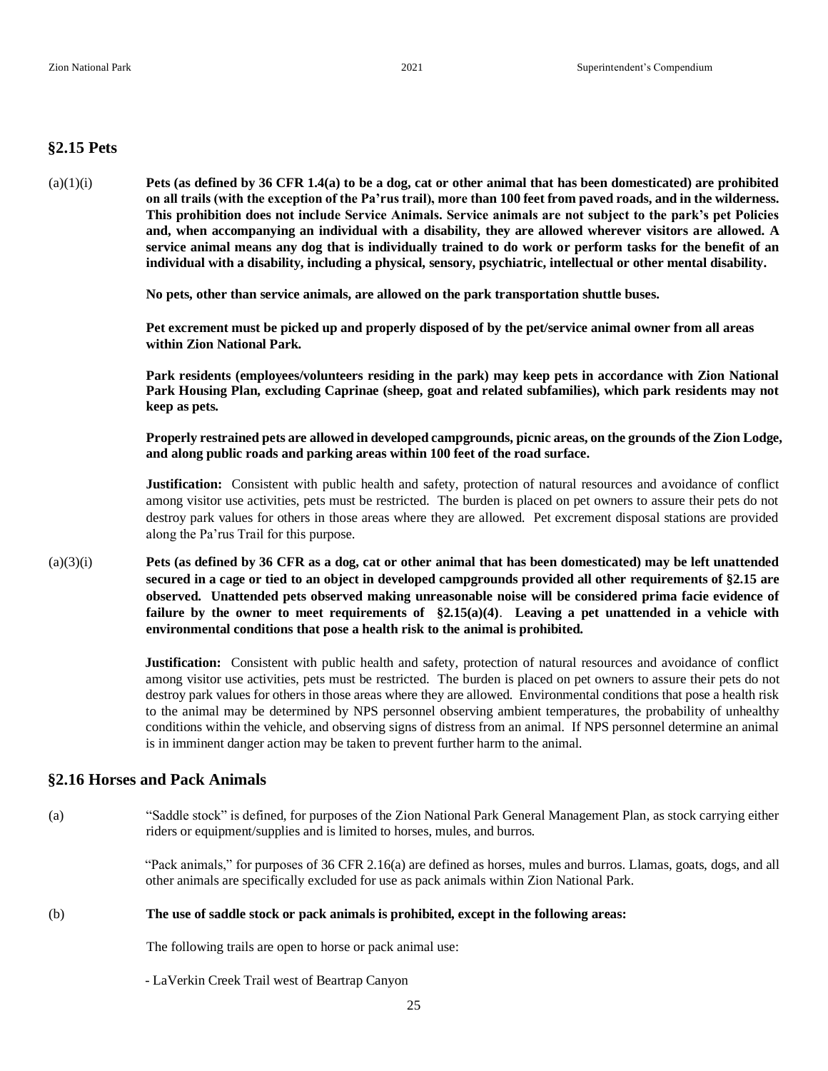## §2.15 Pets

(a)(1)(i) **Pets (as defined by 36 CFR 1.4(a) to be a dog, cat or other animal that has been domesticated) are prohibited on all trails (with the exception of the Pa'rus trail), more than 100 feet from paved roads, and in the wilderness. This prohibition does not include Service Animals. Service animals are not subject to the park's pet Policies and, when accompanying an individual with a disability, they are allowed wherever visitors are allowed. A service animal means any dog that is individually trained to do work or perform tasks for the benefit of an individual with a disability, including a physical, sensory, psychiatric, intellectual or other mental disability.**

**No pets, other than service animals, are allowed on the park transportation shuttle buses.**

**Pet excrement must be picked up and properly disposed of by the pet/service animal owner from all areas within Zion National Park.**

**Park residents (employees/volunteers residing in the park) may keep pets in accordance with Zion National Park Housing Plan, excluding Caprinae (sheep, goat and related subfamilies), which park residents may not keep as pets.**

**Properly restrained pets are allowed in developed campgrounds, picnic areas, on the grounds of the Zion Lodge, and along public roads and parking areas within 100 feet of the road surface.**

**Justification:** Consistent with public health and safety, protection of natural resources and avoidance of conflict among visitor use activities, pets must be restricted. The burden is placed on pet owners to assure their pets do not destroy park values for others in those areas where they are allowed. Pet excrement disposal stations are provided along the Pa'rus Trail for this purpose.

(a)(3)(i) **Pets (as defined by 36 CFR as a dog, cat or other animal that has been domesticated) may be left unattended secured in a cage or tied to an object in developed campgrounds provided all other requirements of §2.15 are observed. Unattended pets observed making unreasonable noise will be considered prima facie evidence of failure by the owner to meet requirements of §2.15(a)(4). Leaving a pet unattended in a vehicle with environmental conditions that pose a health risk to the animal is prohibited.**

**Justification:** Consistent with public health and safety, protection of natural resources and avoidance of conflict among visitor use activities, pets must be restricted. The burden is placed on pet owners to assure their pets do not destroy park values for others in those areas where they are allowed. Environmental conditions that pose a health risk to the animal may be determined by NPS personnel observing ambient temperatures, the probability of unhealthy conditions within the vehicle, and observing signs of distress from an animal. If NPS personnel determine an animal is in imminent danger action may be taken to prevent further harm to the animal.

## §2.16 Horses and Pack Animals

(a) "Saddle stock" is defined, for purposes of the Zion National Park General Management Plan, as stock carrying either riders or equipment/supplies and is limited to horses, mules, and burros.

"Pack animals," for purposes of 36 CFR 2.16(a) are defined as horses, mules and burros. Llamas, goats, dogs, and all other animals are specifically excluded for use as pack animals within Zion National Park.

(b) **The use of saddle stock or pack animals is prohibited, except in the following areas:**

The following trails are open to horse or pack animal use:

- LaVerkin Creek Trail west of Beartrap Canyon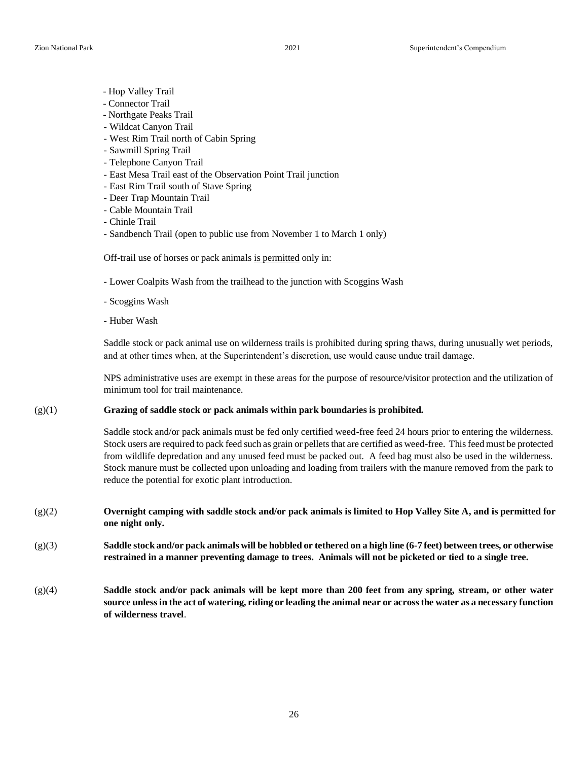- Hop Valley Trail
- Connector Trail
- Northgate Peaks Trail
- Wildcat Canyon Trail
- West Rim Trail north of Cabin Spring
- Sawmill Spring Trail
- Telephone Canyon Trail
- East Mesa Trail east of the Observation Point Trail junction
- East Rim Trail south of Stave Spring
- Deer Trap Mountain Trail
- Cable Mountain Trail
- Chinle Trail
- Sandbench Trail (open to public use from November 1 to March 1 only)

Off-trail use of horses or pack animals is permitted only in:

- Lower Coalpits Wash from the trailhead to the junction with Scoggins Wash
- Scoggins Wash
- Huber Wash

Saddle stock or pack animal use on wilderness trails is prohibited during spring thaws, during unusually wet periods, and at other times when, at the Superintendent's discretion, use would cause undue trail damage.

NPS administrative uses are exempt in these areas for the purpose of resource/visitor protection and the utilization of minimum tool for trail maintenance.

(g)(1) **Grazing of saddle stock or pack animals within park boundaries is prohibited.**

Saddle stock and/or pack animals must be fed only certified weed-free feed 24 hours prior to entering the wilderness. Stock users are required to pack feed such as grain or pellets that are certified as weed-free. This feed must be protected from wildlife depredation and any unused feed must be packed out. A feed bag must also be used in the wilderness. Stock manure must be collected upon unloading and loading from trailers with the manure removed from the park to reduce the potential for exotic plant introduction.

(g)(2) **Overnight camping with saddle stock and/or pack animals is limited to Hop Valley Site A, and is permitted for one night only.**

(g)(3) **Saddle stock and/or pack animals will be hobbled or tethered on a high line (6-7 feet) between trees, or otherwise restrained in a manner preventing damage to trees. Animals will not be picketed or tied to a single tree.**

(g)(4) **Saddle stock and/or pack animals will be kept more than 200 feet from any spring, stream, or other water source unless in the act of watering, riding or leading the animal near or across the water as a necessary function of wilderness travel**.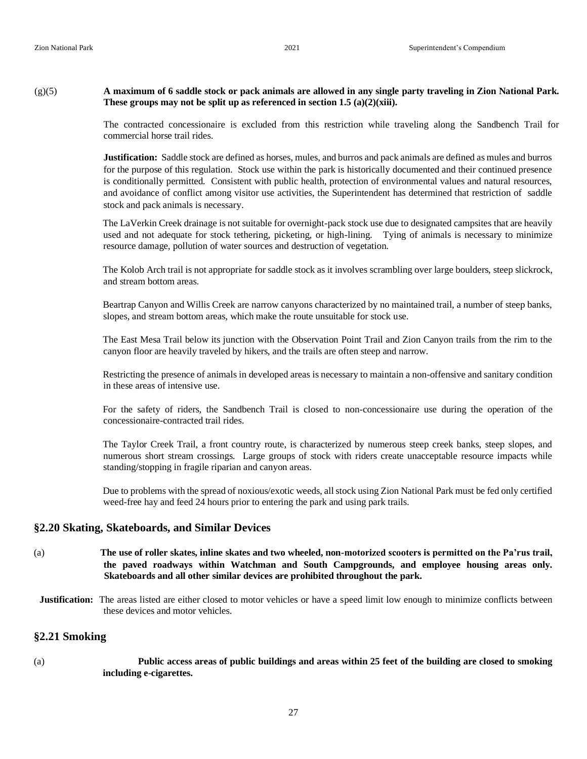(g)(5) **A maximum of 6 saddle stock or pack animals are allowed in any single party traveling in Zion National Park. These groups may not be split up as referenced in section 1.5 (a)(2)(xiii).**

The contracted concessionaire is excluded from this restriction while traveling along the Sandbench Trail for commercial horse trail rides.

**Justification:** Saddle stock are defined as horses, mules, and burros and pack animals are defined as mules and burros for the purpose of this regulation. Stock use within the park is historically documented and their continued presence is conditionally permitted. Consistent with public health, protection of environmental values and natural resources, and avoidance of conflict among visitor use activities, the Superintendent has determined that restriction of saddle stock and pack animals is necessary.

The LaVerkin Creek drainage is not suitable for overnight-pack stock use due to designated campsites that are heavily used and not adequate for stock tethering, picketing, or high-lining. Tying of animals is necessary to minimize resource damage, pollution of water sources and destruction of vegetation.

The Kolob Arch trail is not appropriate for saddle stock as it involves scrambling over large boulders, steep slickrock, and stream bottom areas.

Beartrap Canyon and Willis Creek are narrow canyons characterized by no maintained trail, a number of steep banks, slopes, and stream bottom areas, which make the route unsuitable for stock use.

The East Mesa Trail below its junction with the Observation Point Trail and Zion Canyon trails from the rim to the canyon floor are heavily traveled by hikers, and the trails are often steep and narrow.

Restricting the presence of animals in developed areas is necessary to maintain a non-offensive and sanitary condition in these areas of intensive use.

For the safety of riders, the Sandbench Trail is closed to non-concessionaire use during the operation of the concessionaire-contracted trail rides.

The Taylor Creek Trail, a front country route, is characterized by numerous steep creek banks, steep slopes, and numerous short stream crossings. Large groups of stock with riders create unacceptable resource impacts while standing/stopping in fragile riparian and canyon areas.

Due to problems with the spread of noxious/exotic weeds, all stock using Zion National Park must be fed only certified weed-free hay and feed 24 hours prior to entering the park and using park trails.

## §2.20 Skating, Skateboards, and Similar Devices

(a) **The use of roller skates, inline skates and two wheeled, non-motorized scooters is permitted on the Pa'rus trail, the paved roadways within Watchman and South Campgrounds, and employee housing areas only. Skateboards and all other similar devices are prohibited throughout the park.**

**Justification:** The areas listed are either closed to motor vehicles or have a speed limit low enough to minimize conflicts between these devices and motor vehicles.

## §2.21 Smoking

(a) **Public access areas of public buildings and areas within 25 feet of the building are closed to smoking including e-cigarettes.**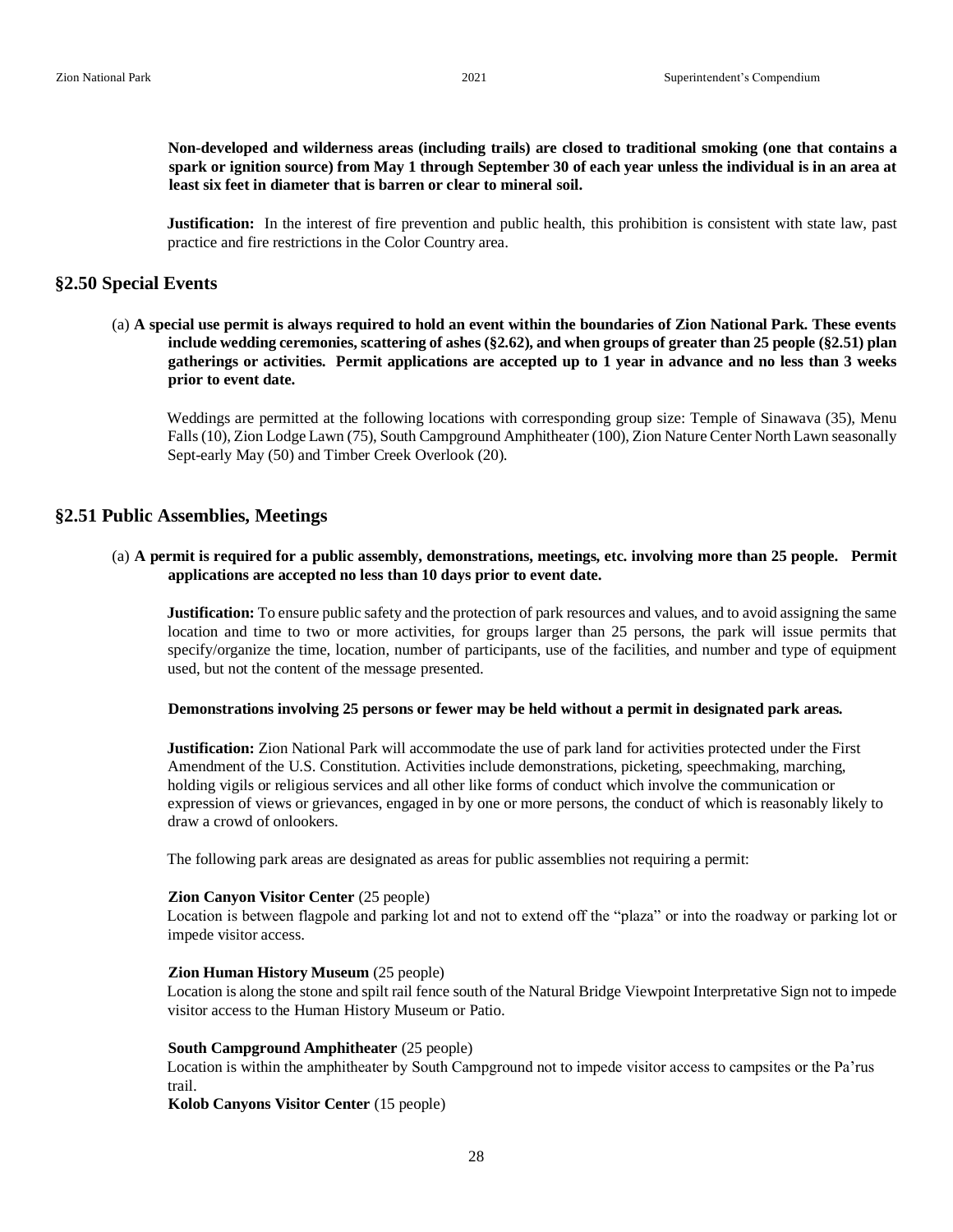**Non-developed and wilderness areas (including trails) are closed to traditional smoking (one that contains a spark or ignition source) from May 1 through September 30 of each year unless the individual is in an area at least six feet in diameter that is barren or clear to mineral soil.**

**Justification:** In the interest of fire prevention and public health, this prohibition is consistent with state law, past practice and fire restrictions in the Color Country area.

## §2.50 Special Events

(a) **A special use permit is always required to hold an event within the boundaries of Zion National Park. These events include wedding ceremonies, scattering of ashes (§2.62), and when groups of greater than 25 people (§2.51) plan gatherings or activities. Permit applications are accepted up to 1 year in advance and no less than 3 weeks prior to event date.**

Weddings are permitted at the following locations with corresponding group size: Temple of Sinawava (35), Menu Falls (10), Zion Lodge Lawn (75), South Campground Amphitheater (100), Zion Nature Center North Lawn seasonally Sept-early May (50) and Timber Creek Overlook (20).

## §2.51 Public Assemblies, Meetings

(a) **A permit is required for a public assembly, demonstrations, meetings, etc. involving more than 25 people. Permit applications are accepted no less than 10 days prior to event date.**

**Justification:** To ensure public safety and the protection of park resources and values, and to avoid assigning the same location and time to two or more activities, for groups larger than 25 persons, the park will issue permits that specify/organize the time, location, number of participants, use of the facilities, and number and type of equipment used, but not the content of the message presented.

**Demonstrations involving 25 persons or fewer may be held without a permit in designated park areas.**

**Justification:** Zion National Park will accommodate the use of park land for activities protected under the First Amendment of the U.S. Constitution. Activities include demonstrations, picketing, speechmaking, marching, holding vigils or religious services and all other like forms of conduct which involve the communication or expression of views or grievances, engaged in by one or more persons, the conduct of which is reasonably likely to draw a crowd of onlookers.

The following park areas are designated as areas for public assemblies not requiring a permit:

**Zion Canyon Visitor Center** (25 people)
Location is between flagpole and parking lot and not to extend off the "plaza" or into the roadway or parking lot or impede visitor access.

**Zion Human History Museum** (25 people)
Location is along the stone and spilt rail fence south of the Natural Bridge Viewpoint Interpretative Sign not to impede visitor access to the Human History Museum or Patio.

**South Campground Amphitheater** (25 people)
Location is within the amphitheater by South Campground not to impede visitor access to campsites or the Pa'rus trail.

**Kolob Canyons Visitor Center** (15 people)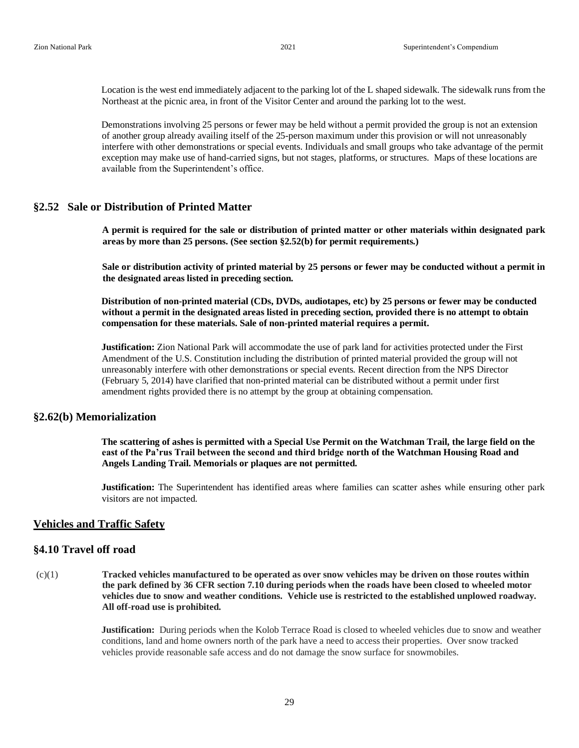Location is the west end immediately adjacent to the parking lot of the L shaped sidewalk. The sidewalk runs from the Northeast at the picnic area, in front of the Visitor Center and around the parking lot to the west.

Demonstrations involving 25 persons or fewer may be held without a permit provided the group is not an extension of another group already availing itself of the 25-person maximum under this provision or will not unreasonably interfere with other demonstrations or special events. Individuals and small groups who take advantage of the permit exception may make use of hand-carried signs, but not stages, platforms, or structures. Maps of these locations are available from the Superintendent's office.

## §2.52 Sale or Distribution of Printed Matter

**A permit is required for the sale or distribution of printed matter or other materials within designated park areas by more than 25 persons. (See section §2.52(b) for permit requirements.)**

**Sale or distribution activity of printed material by 25 persons or fewer may be conducted without a permit in the designated areas listed in preceding section.**

**Distribution of non-printed material (CDs, DVDs, audiotapes, etc) by 25 persons or fewer may be conducted without a permit in the designated areas listed in preceding section, provided there is no attempt to obtain compensation for these materials. Sale of non-printed material requires a permit.**

**Justification:** Zion National Park will accommodate the use of park land for activities protected under the First Amendment of the U.S. Constitution including the distribution of printed material provided the group will not unreasonably interfere with other demonstrations or special events. Recent direction from the NPS Director (February 5, 2014) have clarified that non-printed material can be distributed without a permit under first amendment rights provided there is no attempt by the group at obtaining compensation.

## §2.62(b) Memorialization

**The scattering of ashes is permitted with a Special Use Permit on the Watchman Trail, the large field on the east of the Pa'rus Trail between the second and third bridge north of the Watchman Housing Road and Angels Landing Trail. Memorials or plaques are not permitted.**

**Justification:** The Superintendent has identified areas where families can scatter ashes while ensuring other park visitors are not impacted.

## Vehicles and Traffic Safety

## §4.10 Travel off road

(c)(1) **Tracked vehicles manufactured to be operated as over snow vehicles may be driven on those routes within the park defined by 36 CFR section 7.10 during periods when the roads have been closed to wheeled motor vehicles due to snow and weather conditions. Vehicle use is restricted to the established unplowed roadway. All off-road use is prohibited.**

**Justification:** During periods when the Kolob Terrace Road is closed to wheeled vehicles due to snow and weather conditions, land and home owners north of the park have a need to access their properties. Over snow tracked vehicles provide reasonable safe access and do not damage the snow surface for snowmobiles.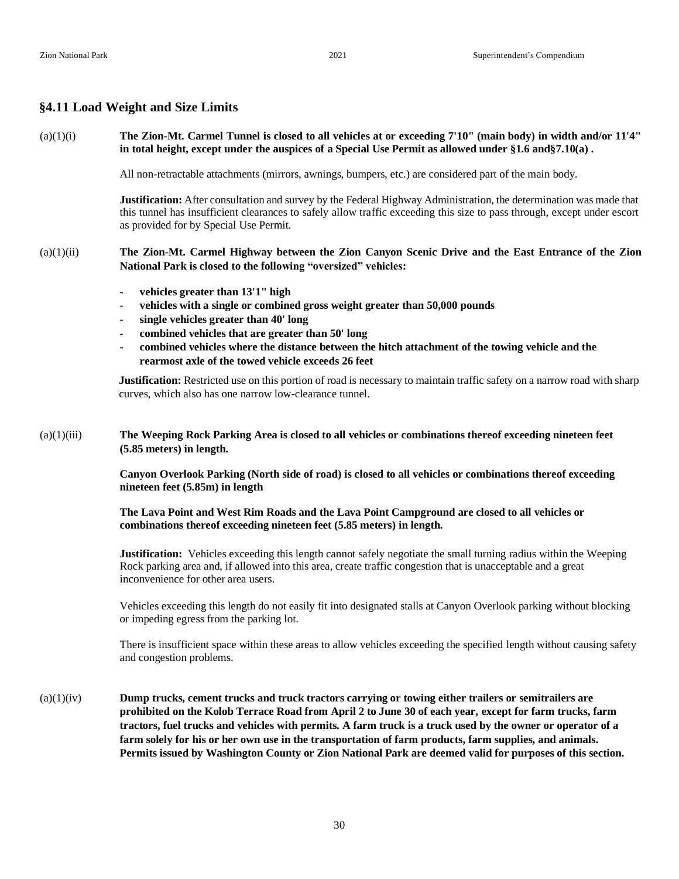## §4.11 Load Weight and Size Limits

(a)(1)(i) **The Zion-Mt. Carmel Tunnel is closed to all vehicles at or exceeding 7'10" (main body) in width and/or 11'4" in total height, except under the auspices of a Special Use Permit as allowed under §1.6 and§7.10(a) .**

All non-retractable attachments (mirrors, awnings, bumpers, etc.) are considered part of the main body.

**Justification:** After consultation and survey by the Federal Highway Administration, the determination was made that this tunnel has insufficient clearances to safely allow traffic exceeding this size to pass through, except under escort as provided for by Special Use Permit.

(a)(1)(ii) **The Zion-Mt. Carmel Highway between the Zion Canyon Scenic Drive and the East Entrance of the Zion National Park is closed to the following "oversized" vehicles:**

- **vehicles greater than 13'1" high**
- **vehicles with a single or combined gross weight greater than 50,000 pounds**
- **single vehicles greater than 40' long**
- **combined vehicles that are greater than 50' long**
- **combined vehicles where the distance between the hitch attachment of the towing vehicle and the rearmost axle of the towed vehicle exceeds 26 feet**

**Justification:** Restricted use on this portion of road is necessary to maintain traffic safety on a narrow road with sharp curves, which also has one narrow low-clearance tunnel.

(a)(1)(iii) **The Weeping Rock Parking Area is closed to all vehicles or combinations thereof exceeding nineteen feet (5.85 meters) in length.**

**Canyon Overlook Parking (North side of road) is closed to all vehicles or combinations thereof exceeding nineteen feet (5.85m) in length**

**The Lava Point and West Rim Roads and the Lava Point Campground are closed to all vehicles or combinations thereof exceeding nineteen feet (5.85 meters) in length.**

**Justification:** Vehicles exceeding this length cannot safely negotiate the small turning radius within the Weeping Rock parking area and, if allowed into this area, create traffic congestion that is unacceptable and a great inconvenience for other area users.

Vehicles exceeding this length do not easily fit into designated stalls at Canyon Overlook parking without blocking or impeding egress from the parking lot.

There is insufficient space within these areas to allow vehicles exceeding the specified length without causing safety and congestion problems.

(a)(1)(iv) **Dump trucks, cement trucks and truck tractors carrying or towing either trailers or semitrailers are prohibited on the Kolob Terrace Road from April 2 to June 30 of each year, except for farm trucks, farm tractors, fuel trucks and vehicles with permits. A farm truck is a truck used by the owner or operator of a farm solely for his or her own use in the transportation of farm products, farm supplies, and animals. Permits issued by Washington County or Zion National Park are deemed valid for purposes of this section.**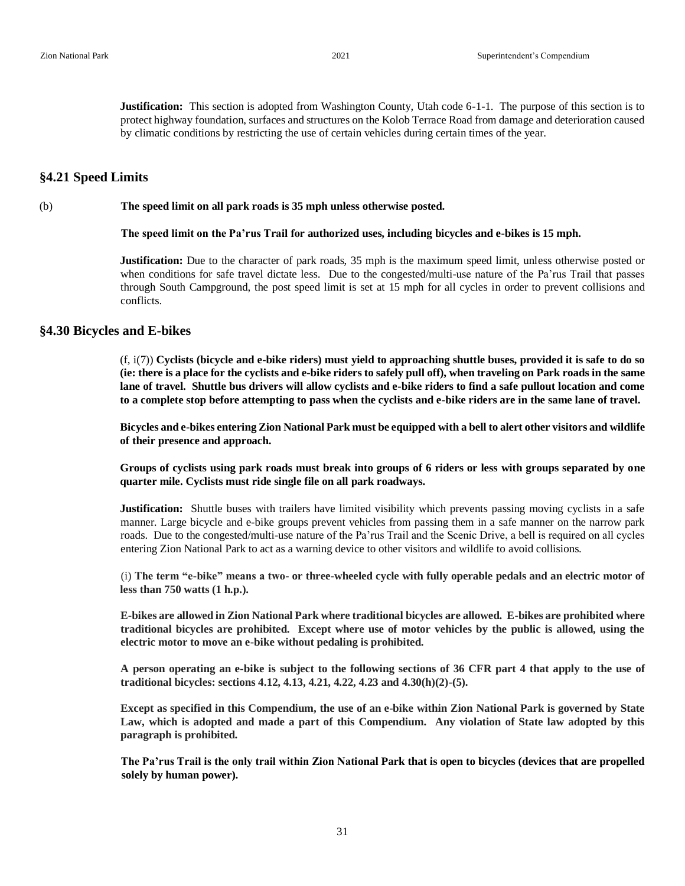**Justification:** This section is adopted from Washington County, Utah code 6-1-1. The purpose of this section is to protect highway foundation, surfaces and structures on the Kolob Terrace Road from damage and deterioration caused by climatic conditions by restricting the use of certain vehicles during certain times of the year.

## §4.21 Speed Limits

(b) **The speed limit on all park roads is 35 mph unless otherwise posted.**

**The speed limit on the Pa'rus Trail for authorized uses, including bicycles and e-bikes is 15 mph.**

**Justification:** Due to the character of park roads, 35 mph is the maximum speed limit, unless otherwise posted or when conditions for safe travel dictate less. Due to the congested/multi-use nature of the Pa'rus Trail that passes through South Campground, the post speed limit is set at 15 mph for all cycles in order to prevent collisions and conflicts.

## §4.30 Bicycles and E-bikes

(f, i(7)) **Cyclists (bicycle and e-bike riders) must yield to approaching shuttle buses, provided it is safe to do so (ie: there is a place for the cyclists and e-bike riders to safely pull off), when traveling on Park roads in the same lane of travel. Shuttle bus drivers will allow cyclists and e-bike riders to find a safe pullout location and come to a complete stop before attempting to pass when the cyclists and e-bike riders are in the same lane of travel.**

**Bicycles and e-bikes entering Zion National Park must be equipped with a bell to alert other visitors and wildlife of their presence and approach.**

**Groups of cyclists using park roads must break into groups of 6 riders or less with groups separated by one quarter mile. Cyclists must ride single file on all park roadways.**

**Justification:** Shuttle buses with trailers have limited visibility which prevents passing moving cyclists in a safe manner. Large bicycle and e-bike groups prevent vehicles from passing them in a safe manner on the narrow park roads. Due to the congested/multi-use nature of the Pa'rus Trail and the Scenic Drive, a bell is required on all cycles entering Zion National Park to act as a warning device to other visitors and wildlife to avoid collisions.

(i) **The term "e-bike" means a two- or three-wheeled cycle with fully operable pedals and an electric motor of less than 750 watts (1 h.p.).**

**E-bikes are allowed in Zion National Park where traditional bicycles are allowed. E-bikes are prohibited where traditional bicycles are prohibited. Except where use of motor vehicles by the public is allowed, using the electric motor to move an e-bike without pedaling is prohibited.**

**A person operating an e-bike is subject to the following sections of 36 CFR part 4 that apply to the use of traditional bicycles: sections 4.12, 4.13, 4.21, 4.22, 4.23 and 4.30(h)(2)-(5).**

**Except as specified in this Compendium, the use of an e-bike within Zion National Park is governed by State Law, which is adopted and made a part of this Compendium. Any violation of State law adopted by this paragraph is prohibited.**

**The Pa'rus Trail is the only trail within Zion National Park that is open to bicycles (devices that are propelled solely by human power).**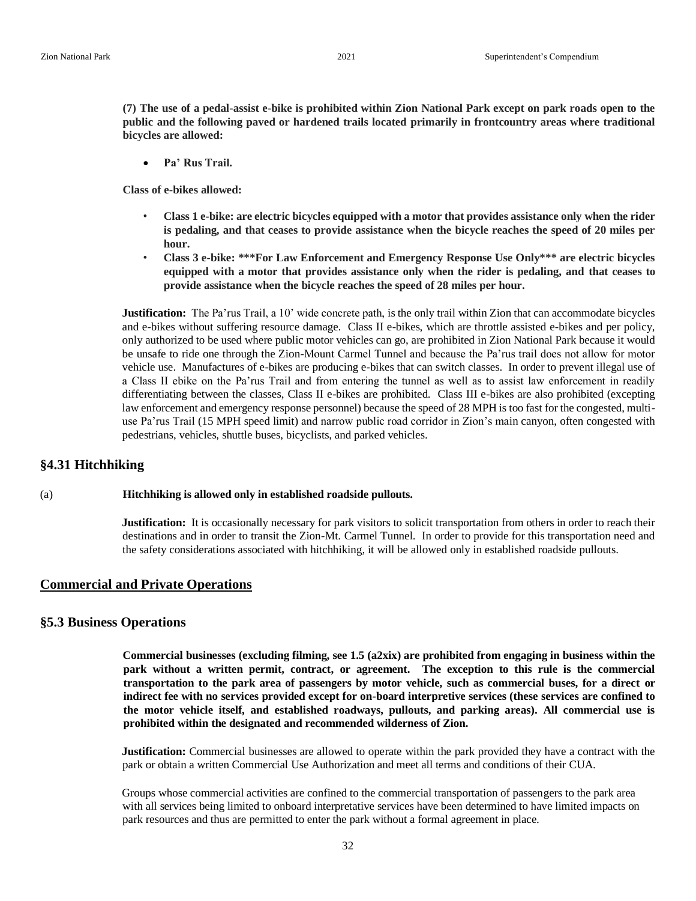**(7) The use of a pedal-assist e-bike is prohibited within Zion National Park except on park roads open to the public and the following paved or hardened trails located primarily in frontcountry areas where traditional bicycles are allowed:**

- **Pa' Rus Trail.**

**Class of e-bikes allowed:**

- **Class 1 e-bike: are electric bicycles equipped with a motor that provides assistance only when the rider is pedaling, and that ceases to provide assistance when the bicycle reaches the speed of 20 miles per hour.**
- **Class 3 e-bike: ***For Law Enforcement and Emergency Response Use Only*** are electric bicycles equipped with a motor that provides assistance only when the rider is pedaling, and that ceases to provide assistance when the bicycle reaches the speed of 28 miles per hour.**

**Justification:** The Pa'rus Trail, a 10' wide concrete path, is the only trail within Zion that can accommodate bicycles and e-bikes without suffering resource damage. Class II e-bikes, which are throttle assisted e-bikes and per policy, only authorized to be used where public motor vehicles can go, are prohibited in Zion National Park because it would be unsafe to ride one through the Zion-Mount Carmel Tunnel and because the Pa'rus trail does not allow for motor vehicle use. Manufactures of e-bikes are producing e-bikes that can switch classes. In order to prevent illegal use of a Class II ebike on the Pa'rus Trail and from entering the tunnel as well as to assist law enforcement in readily differentiating between the classes, Class II e-bikes are prohibited. Class III e-bikes are also prohibited (excepting law enforcement and emergency response personnel) because the speed of 28 MPH is too fast for the congested, multi-use Pa'rus Trail (15 MPH speed limit) and narrow public road corridor in Zion's main canyon, often congested with pedestrians, vehicles, shuttle buses, bicyclists, and parked vehicles.

## §4.31 Hitchhiking

(a) **Hitchhiking is allowed only in established roadside pullouts.**

**Justification:** It is occasionally necessary for park visitors to solicit transportation from others in order to reach their destinations and in order to transit the Zion-Mt. Carmel Tunnel. In order to provide for this transportation need and the safety considerations associated with hitchhiking, it will be allowed only in established roadside pullouts.

## Commercial and Private Operations

## §5.3 Business Operations

**Commercial businesses (excluding filming, see 1.5 (a2xix) are prohibited from engaging in business within the park without a written permit, contract, or agreement. The exception to this rule is the commercial transportation to the park area of passengers by motor vehicle, such as commercial buses, for a direct or indirect fee with no services provided except for on-board interpretive services (these services are confined to the motor vehicle itself, and established roadways, pullouts, and parking areas). All commercial use is prohibited within the designated and recommended wilderness of Zion.**

**Justification:** Commercial businesses are allowed to operate within the park provided they have a contract with the park or obtain a written Commercial Use Authorization and meet all terms and conditions of their CUA.

Groups whose commercial activities are confined to the commercial transportation of passengers to the park area with all services being limited to onboard interpretative services have been determined to have limited impacts on park resources and thus are permitted to enter the park without a formal agreement in place.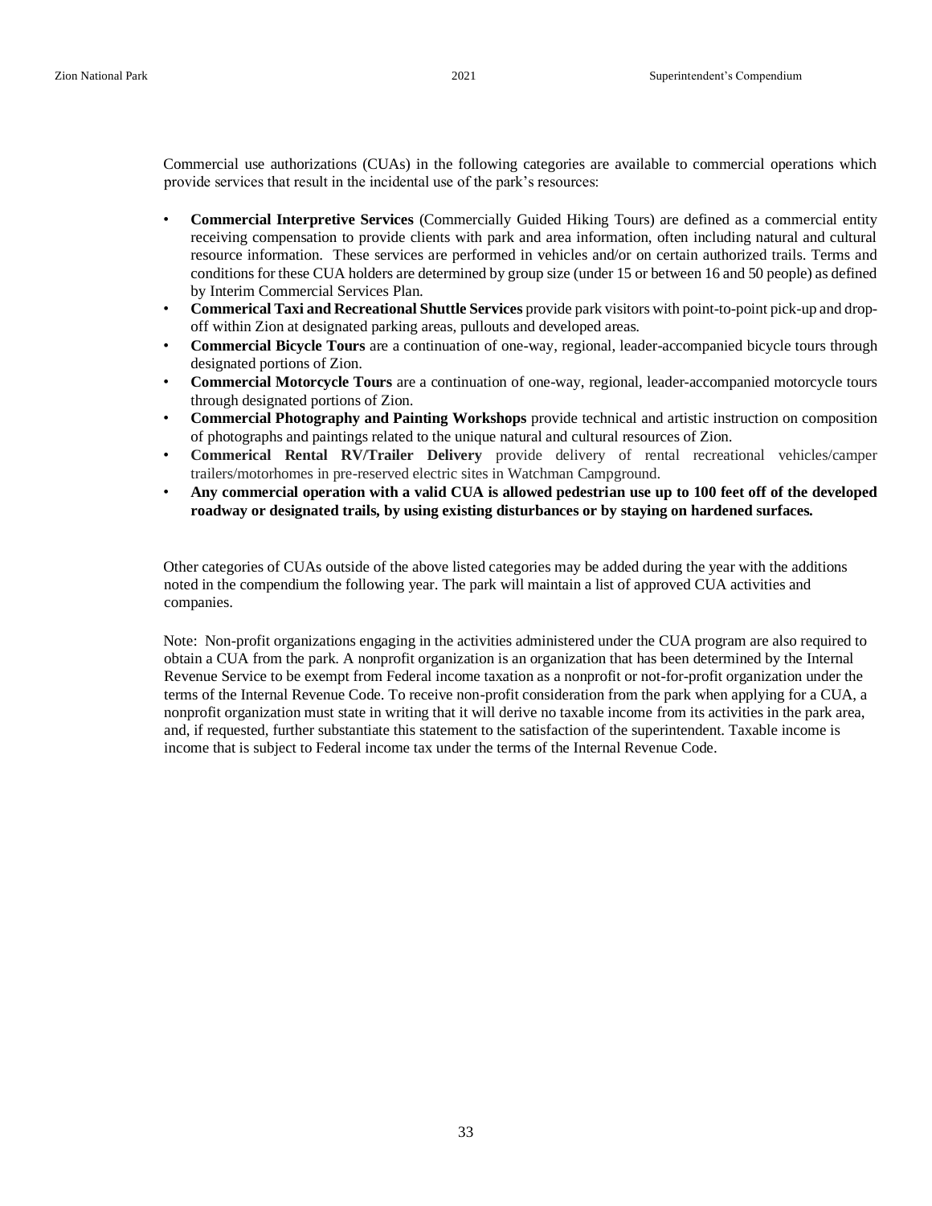Commercial use authorizations (CUAs) in the following categories are available to commercial operations which provide services that result in the incidental use of the park's resources:

- **Commercial Interpretive Services** (Commercially Guided Hiking Tours) are defined as a commercial entity receiving compensation to provide clients with park and area information, often including natural and cultural resource information. These services are performed in vehicles and/or on certain authorized trails. Terms and conditions for these CUA holders are determined by group size (under 15 or between 16 and 50 people) as defined by Interim Commercial Services Plan.
- **Commerical Taxi and Recreational Shuttle Services** provide park visitors with point-to-point pick-up and drop-off within Zion at designated parking areas, pullouts and developed areas.
- **Commercial Bicycle Tours** are a continuation of one-way, regional, leader-accompanied bicycle tours through designated portions of Zion.
- **Commercial Motorcycle Tours** are a continuation of one-way, regional, leader-accompanied motorcycle tours through designated portions of Zion.
- **Commercial Photography and Painting Workshops** provide technical and artistic instruction on composition of photographs and paintings related to the unique natural and cultural resources of Zion.
- **Commerical Rental RV/Trailer Delivery** provide delivery of rental recreational vehicles/camper trailers/motorhomes in pre-reserved electric sites in Watchman Campground.
- **Any commercial operation with a valid CUA is allowed pedestrian use up to 100 feet off of the developed roadway or designated trails, by using existing disturbances or by staying on hardened surfaces.**

Other categories of CUAs outside of the above listed categories may be added during the year with the additions noted in the compendium the following year. The park will maintain a list of approved CUA activities and companies.

Note: Non-profit organizations engaging in the activities administered under the CUA program are also required to obtain a CUA from the park. A nonprofit organization is an organization that has been determined by the Internal Revenue Service to be exempt from Federal income taxation as a nonprofit or not-for-profit organization under the terms of the Internal Revenue Code. To receive non-profit consideration from the park when applying for a CUA, a nonprofit organization must state in writing that it will derive no taxable income from its activities in the park area, and, if requested, further substantiate this statement to the satisfaction of the superintendent. Taxable income is income that is subject to Federal income tax under the terms of the Internal Revenue Code.